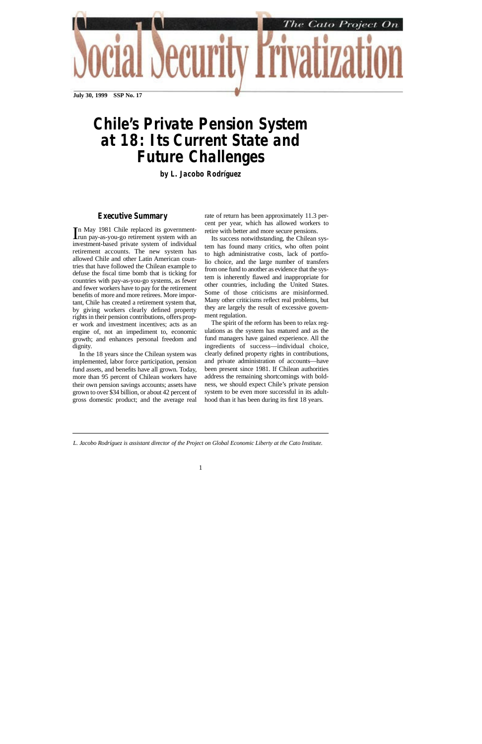The Cato Project On Social Security Privatization

July 30, 1999 SSP No. 17

# Chile's Private Pension System at 18: Its Current State and Future Challenges

**by L. Jacobo Rodríguez**

## Executive Summary

In May 1981 Chile replaced its government-run pay-as-you-go retirement system with an investment-based private system of individual retirement accounts. The new system has allowed Chile and other Latin American countries that have followed the Chilean example to defuse the fiscal time bomb that is ticking for countries with pay-as-you-go systems, as fewer and fewer workers have to pay for the retirement benefits of more and more retirees. More important, Chile has created a retirement system that, by giving workers clearly defined property rights in their pension contributions, offers proper work and investment incentives; acts as an engine of, not an impediment to, economic growth; and enhances personal freedom and dignity.

In the 18 years since the Chilean system was implemented, labor force participation, pension fund assets, and benefits have all grown. Today, more than 95 percent of Chilean workers have their own pension savings accounts; assets have grown to over $34 billion, or about 42 percent of gross domestic product; and the average real rate of return has been approximately 11.3 percent per year, which has allowed workers to retire with better and more secure pensions.

Its success notwithstanding, the Chilean system has found many critics, who often point to high administrative costs, lack of portfolio choice, and the large number of transfers from one fund to another as evidence that the system is inherently flawed and inappropriate for other countries, including the United States. Some of those criticisms are misinformed. Many other criticisms reflect real problems, but they are largely the result of excessive government regulation.

The spirit of the reform has been to relax regulations as the system has matured and as the fund managers have gained experience. All the ingredients of success—individual choice, clearly defined property rights in contributions, and private administration of accounts—have been present since 1981. If Chilean authorities address the remaining shortcomings with boldness, we should expect Chile's private pension system to be even more successful in its adulthood than it has been during its first 18 years.

---

*L. Jacobo Rodríguez is assistant director of the Project on Global Economic Liberty at the Cato Institute.*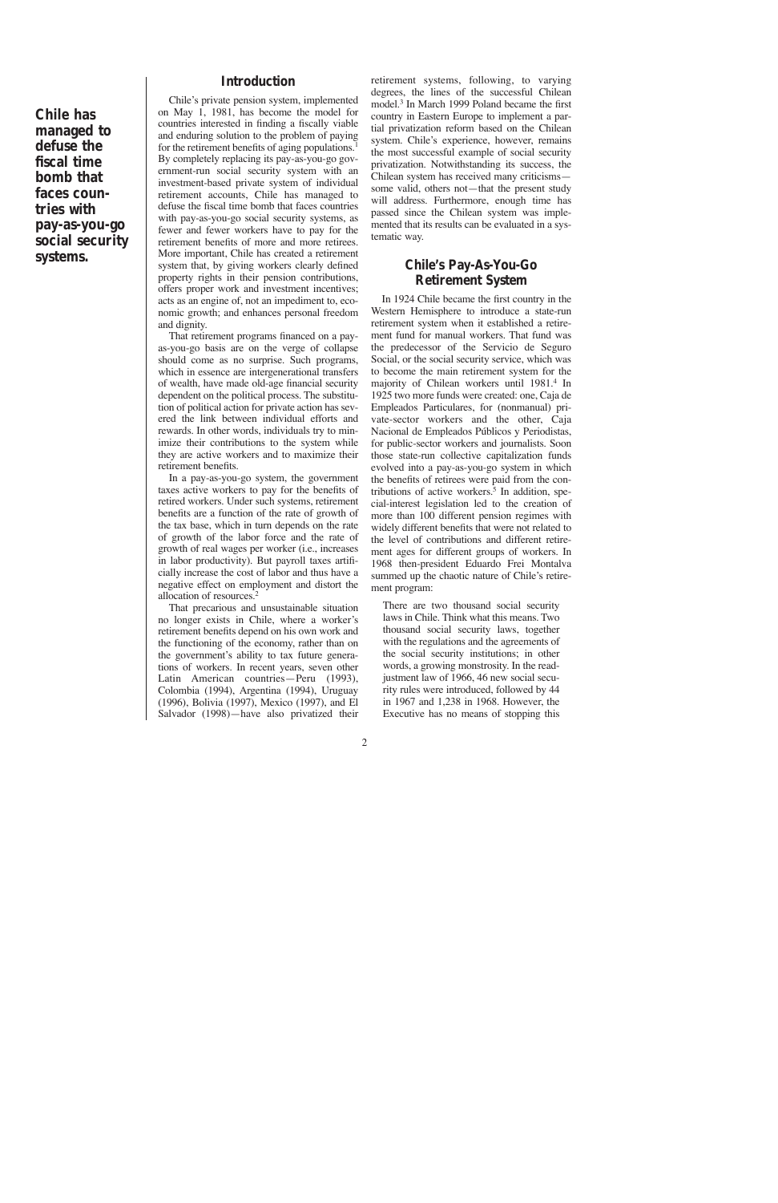**Chile has managed to defuse the fiscal time bomb that faces countries with pay-as-you-go social security systems.**

## Introduction

Chile's private pension system, implemented on May 1, 1981, has become the model for countries interested in finding a fiscally viable and enduring solution to the problem of paying for the retirement benefits of aging populations.[1] By completely replacing its pay-as-you-go government-run social security system with an investment-based private system of individual retirement accounts, Chile has managed to defuse the fiscal time bomb that faces countries with pay-as-you-go social security systems, as fewer and fewer workers have to pay for the retirement benefits of more and more retirees. More important, Chile has created a retirement system that, by giving workers clearly defined property rights in their pension contributions, offers proper work and investment incentives; acts as an engine of, not an impediment to, economic growth; and enhances personal freedom and dignity.

That retirement programs financed on a pay-as-you-go basis are on the verge of collapse should come as no surprise. Such programs, which in essence are intergenerational transfers of wealth, have made old-age financial security dependent on the political process. The substitution of political action for private action has severed the link between individual efforts and rewards. In other words, individuals try to minimize their contributions to the system while they are active workers and to maximize their retirement benefits.

In a pay-as-you-go system, the government taxes active workers to pay for the benefits of retired workers. Under such systems, retirement benefits are a function of the rate of growth of the tax base, which in turn depends on the rate of growth of the labor force and the rate of growth of real wages per worker (i.e., increases in labor productivity). But payroll taxes artificially increase the cost of labor and thus have a negative effect on employment and distort the allocation of resources.[2]

That precarious and unsustainable situation no longer exists in Chile, where a worker's retirement benefits depend on his own work and the functioning of the economy, rather than on the government's ability to tax future generations of workers. In recent years, seven other Latin American countries—Peru (1993), Colombia (1994), Argentina (1994), Uruguay (1996), Bolivia (1997), Mexico (1997), and El Salvador (1998)—have also privatized their retirement systems, following, to varying degrees, the lines of the successful Chilean model.[3] In March 1999 Poland became the first country in Eastern Europe to implement a partial privatization reform based on the Chilean system. Chile's experience, however, remains the most successful example of social security privatization. Notwithstanding its success, the Chilean system has received many criticisms—some valid, others not—that the present study will address. Furthermore, enough time has passed since the Chilean system was implemented that its results can be evaluated in a systematic way.

## Chile's Pay-As-You-Go Retirement System

In 1924 Chile became the first country in the Western Hemisphere to introduce a state-run retirement system when it established a retirement fund for manual workers. That fund was the predecessor of the Servicio de Seguro Social, or the social security service, which was to become the main retirement system for the majority of Chilean workers until 1981.[4] In 1925 two more funds were created: one, Caja de Empleados Particulares, for (nonmanual) private-sector workers and the other, Caja Nacional de Empleados Públicos y Periodistas, for public-sector workers and journalists. Soon those state-run collective capitalization funds evolved into a pay-as-you-go system in which the benefits of retirees were paid from the contributions of active workers.[5] In addition, special-interest legislation led to the creation of more than 100 different pension regimes with widely different benefits that were not related to the level of contributions and different retirement ages for different groups of workers. In 1968 then-president Eduardo Frei Montalva summed up the chaotic nature of Chile's retirement program:

> There are two thousand social security laws in Chile. Think what this means. Two thousand social security laws, together with the regulations and the agreements of the social security institutions; in other words, a growing monstrosity. In the readjustment law of 1966, 46 new social security rules were introduced, followed by 44 in 1967 and 1,238 in 1968. However, the Executive has no means of stopping this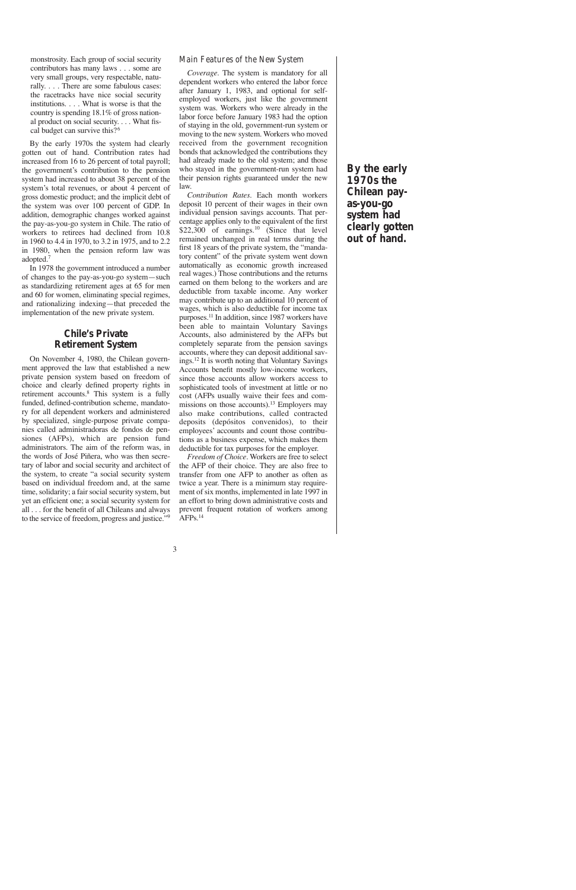monstrosity. Each group of social security contributors has many laws . . . some are very small groups, very respectable, naturally. . . . There are some fabulous cases: the racetracks have nice social security institutions. . . . What is worse is that the country is spending 18.1% of gross national product on social security. . . . What fiscal budget can survive this?[6]

By the early 1970s the system had clearly gotten out of hand. Contribution rates had increased from 16 to 26 percent of total payroll; the government's contribution to the pension system had increased to about 38 percent of the system's total revenues, or about 4 percent of gross domestic product; and the implicit debt of the system was over 100 percent of GDP. In addition, demographic changes worked against the pay-as-you-go system in Chile. The ratio of workers to retirees had declined from 10.8 in 1960 to 4.4 in 1970, to 3.2 in 1975, and to 2.2 in 1980, when the pension reform law was adopted.[7]

In 1978 the government introduced a number of changes to the pay-as-you-go system—such as standardizing retirement ages at 65 for men and 60 for women, eliminating special regimes, and rationalizing indexing—that preceded the implementation of the new private system.

## Chile's Private Retirement System

On November 4, 1980, the Chilean government approved the law that established a new private pension system based on freedom of choice and clearly defined property rights in retirement accounts.[8] This system is a fully funded, defined-contribution scheme, mandatory for all dependent workers and administered by specialized, single-purpose private companies called administradoras de fondos de pensiones (AFPs), which are pension fund administrators. The aim of the reform was, in the words of José Piñera, who was then secretary of labor and social security and architect of the system, to create "a social security system based on individual freedom and, at the same time, solidarity; a fair social security system, but yet an efficient one; a social security system for all . . . for the benefit of all Chileans and always to the service of freedom, progress and justice."[9]

### Main Features of the New System

*Coverage*. The system is mandatory for all dependent workers who entered the labor force after January 1, 1983, and optional for self-employed workers, just like the government system was. Workers who were already in the labor force before January 1983 had the option of staying in the old, government-run system or moving to the new system. Workers who moved received from the government recognition bonds that acknowledged the contributions they had already made to the old system; and those who stayed in the government-run system had their pension rights guaranteed under the new law.

*Contribution Rates*. Each month workers deposit 10 percent of their wages in their own individual pension savings accounts. That percentage applies only to the equivalent of the first $22,300 of earnings.[10] (Since that level remained unchanged in real terms during the first 18 years of the private system, the "mandatory content" of the private system went down automatically as economic growth increased real wages.) Those contributions and the returns earned on them belong to the workers and are deductible from taxable income. Any worker may contribute up to an additional 10 percent of wages, which is also deductible for income tax purposes.[11] In addition, since 1987 workers have been able to maintain Voluntary Savings Accounts, also administered by the AFPs but completely separate from the pension savings accounts, where they can deposit additional savings.[12] It is worth noting that Voluntary Savings Accounts benefit mostly low-income workers, since those accounts allow workers access to sophisticated tools of investment at little or no cost (AFPs usually waive their fees and commissions on those accounts).[13] Employers may also make contributions, called contracted deposits (depósitos convenidos), to their employees' accounts and count those contributions as a business expense, which makes them deductible for tax purposes for the employer.

*Freedom of Choice*. Workers are free to select the AFP of their choice. They are also free to transfer from one AFP to another as often as twice a year. There is a minimum stay requirement of six months, implemented in late 1997 in an effort to bring down administrative costs and prevent frequent rotation of workers among AFPs.[14]

**By the early 1970s the Chilean pay-as-you-go system had clearly gotten out of hand.**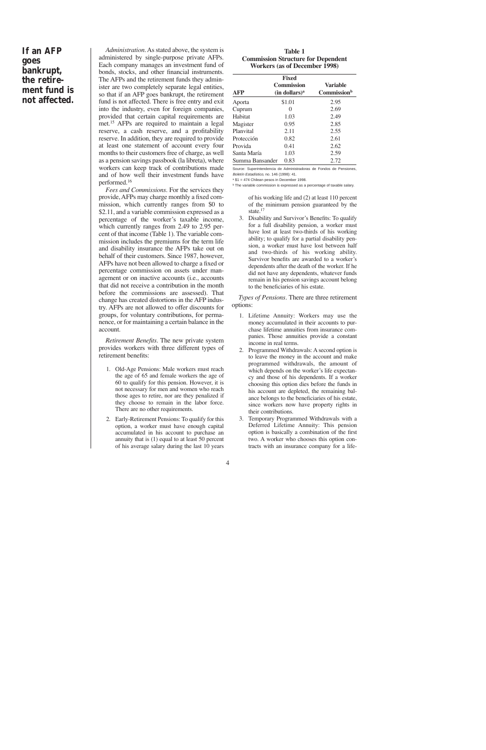**If an AFP goes bankrupt, the retirement fund is not affected.**

*Administration*. As stated above, the system is administered by single-purpose private AFPs. Each company manages an investment fund of bonds, stocks, and other financial instruments. The AFPs and the retirement funds they administer are two completely separate legal entities, so that if an AFP goes bankrupt, the retirement fund is not affected. There is free entry and exit into the industry, even for foreign companies, provided that certain capital requirements are met.[15] AFPs are required to maintain a legal reserve, a cash reserve, and a profitability reserve. In addition, they are required to provide at least one statement of account every four months to their customers free of charge, as well as a pension savings passbook (la libreta), where workers can keep track of contributions made and of how well their investment funds have performed.[16]

*Fees and Commissions*. For the services they provide, AFPs may charge monthly a fixed commission, which currently ranges from $0 to $2.11, and a variable commission expressed as a percentage of the worker's taxable income, which currently ranges from 2.49 to 2.95 percent of that income (Table 1). The variable commission includes the premiums for the term life and disability insurance the AFPs take out on behalf of their customers. Since 1987, however, AFPs have not been allowed to charge a fixed or percentage commission on assets under management or on inactive accounts (i.e., accounts that did not receive a contribution in the month before the commissions are assessed). That change has created distortions in the AFP industry. AFPs are not allowed to offer discounts for groups, for voluntary contributions, for permanence, or for maintaining a certain balance in the account.

**Table 1**
**Commission Structure for Dependent Workers (as of December 1998)**

| AFP | Fixed Commission (in dollars)[a] | Variable Commission[b] |
|---|---|---|
| Aporta | $1.01 | 2.95 |
| Cuprum | 0 | 2.69 |
| Habitat | 1.03 | 2.49 |
| Magister | 0.95 | 2.85 |
| Planvital | 2.11 | 2.55 |
| Protección | 0.82 | 2.61 |
| Provida | 0.41 | 2.62 |
| Santa María | 1.03 | 2.59 |
| Summa Bansander | 0.83 | 2.72 |

Source: Superintendencia de Administradoras de Fondos de Pensiones, *Boletín Estadístico*, no. 146 (1998): 41.

[a] $1 = 474 Chilean pesos in December 1998.

[b] The variable commission is expressed as a percentage of taxable salary.

*Retirement Benefits*. The new private system provides workers with three different types of retirement benefits:

1. Old-Age Pensions: Male workers must reach the age of 65 and female workers the age of 60 to qualify for this pension. However, it is not necessary for men and women who reach those ages to retire, nor are they penalized if they choose to remain in the labor force. There are no other requirements.
2. Early-Retirement Pensions: To qualify for this option, a worker must have enough capital accumulated in his account to purchase an annuity that is (1) equal to at least 50 percent of his average salary during the last 10 years of his working life and (2) at least 110 percent of the minimum pension guaranteed by the state.[17]
3. Disability and Survivor's Benefits: To qualify for a full disability pension, a worker must have lost at least two-thirds of his working ability; to qualify for a partial disability pension, a worker must have lost between half and two-thirds of his working ability. Survivor benefits are awarded to a worker's dependents after the death of the worker. If he did not have any dependents, whatever funds remain in his pension savings account belong to the beneficiaries of his estate.

*Types of Pensions*. There are three retirement options:

1. Lifetime Annuity: Workers may use the money accumulated in their accounts to purchase lifetime annuities from insurance companies. Those annuities provide a constant income in real terms.
2. Programmed Withdrawals: A second option is to leave the money in the account and make programmed withdrawals, the amount of which depends on the worker's life expectancy and those of his dependents. If a worker choosing this option dies before the funds in his account are depleted, the remaining balance belongs to the beneficiaries of his estate, since workers now have property rights in their contributions.
3. Temporary Programmed Withdrawals with a Deferred Lifetime Annuity: This pension option is basically a combination of the first two. A worker who chooses this option contracts with an insurance company for a life-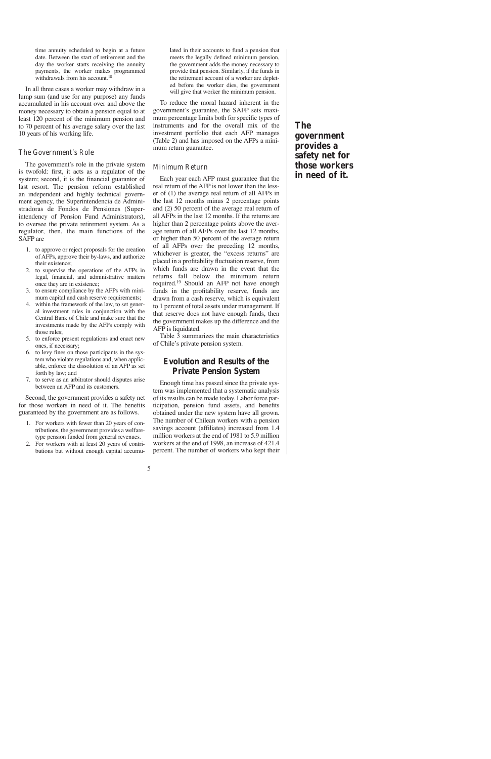time annuity scheduled to begin at a future date. Between the start of retirement and the day the worker starts receiving the annuity payments, the worker makes programmed withdrawals from his account.[18]

In all three cases a worker may withdraw in a lump sum (and use for any purpose) any funds accumulated in his account over and above the money necessary to obtain a pension equal to at least 120 percent of the minimum pension and to 70 percent of his average salary over the last 10 years of his working life.

### *The Government's Role*

The government's role in the private system is twofold: first, it acts as a regulator of the system; second, it is the financial guarantor of last resort. The pension reform established an independent and highly technical government agency, the Superintendencia de Administradoras de Fondos de Pensiones (Superintendency of Pension Fund Administrators), to oversee the private retirement system. As a regulator, then, the main functions of the SAFP are

1. to approve or reject proposals for the creation of AFPs, approve their by-laws, and authorize their existence;
2. to supervise the operations of the AFPs in legal, financial, and administrative matters once they are in existence;
3. to ensure compliance by the AFPs with minimum capital and cash reserve requirements;
4. within the framework of the law, to set general investment rules in conjunction with the Central Bank of Chile and make sure that the investments made by the AFPs comply with those rules;
5. to enforce present regulations and enact new ones, if necessary;
6. to levy fines on those participants in the system who violate regulations and, when applicable, enforce the dissolution of an AFP as set forth by law; and
7. to serve as an arbitrator should disputes arise between an AFP and its customers.

Second, the government provides a safety net for those workers in need of it. The benefits guaranteed by the government are as follows.

1. For workers with fewer than 20 years of contributions, the government provides a welfare-type pension funded from general revenues.
2. For workers with at least 20 years of contributions but without enough capital accumulated in their accounts to fund a pension that meets the legally defined minimum pension, the government adds the money necessary to provide that pension. Similarly, if the funds in the retirement account of a worker are depleted before the worker dies, the government will give that worker the minimum pension.

To reduce the moral hazard inherent in the government's guarantee, the SAFP sets maximum percentage limits both for specific types of instruments and for the overall mix of the investment portfolio that each AFP manages (Table 2) and has imposed on the AFPs a minimum return guarantee.

**The government provides a safety net for those workers in need of it.**

### *Minimum Return*

Each year each AFP must guarantee that the real return of the AFP is not lower than the lesser of (1) the average real return of all AFPs in the last 12 months minus 2 percentage points and (2) 50 percent of the average real return of all AFPs in the last 12 months. If the returns are higher than 2 percentage points above the average return of all AFPs over the last 12 months, or higher than 50 percent of the average return of all AFPs over the preceding 12 months, whichever is greater, the "excess returns" are placed in a profitability fluctuation reserve, from which funds are drawn in the event that the returns fall below the minimum return required.[19] Should an AFP not have enough funds in the profitability reserve, funds are drawn from a cash reserve, which is equivalent to 1 percent of total assets under management. If that reserve does not have enough funds, then the government makes up the difference and the AFP is liquidated.

Table 3 summarizes the main characteristics of Chile's private pension system.

## Evolution and Results of the Private Pension System

Enough time has passed since the private system was implemented that a systematic analysis of its results can be made today. Labor force participation, pension fund assets, and benefits obtained under the new system have all grown. The number of Chilean workers with a pension savings account (affiliates) increased from 1.4 million workers at the end of 1981 to 5.9 million workers at the end of 1998, an increase of 421.4 percent. The number of workers who kept their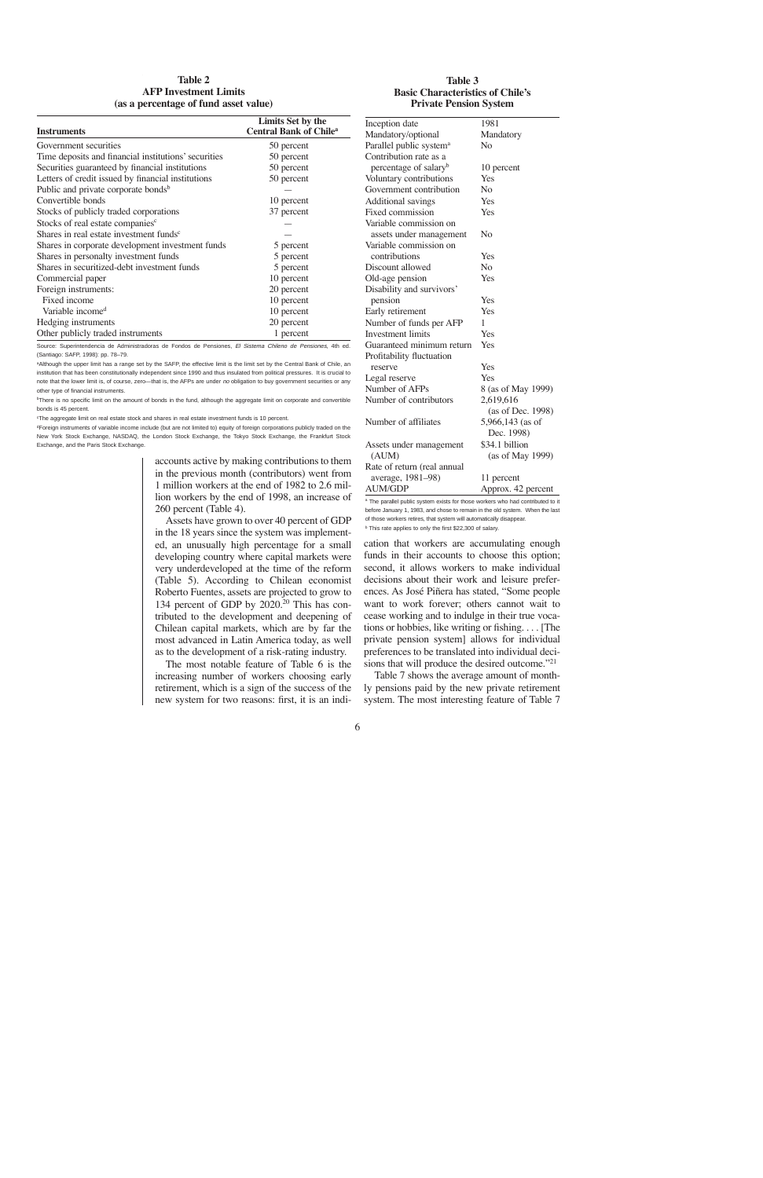**Table 2**
**AFP Investment Limits**
**(as a percentage of fund asset value)**

| Instruments | Limits Set by the Central Bank of Chile[a] |
|---|---|
| Government securities | 50 percent |
| Time deposits and financial institutions' securities | 50 percent |
| Securities guaranteed by financial institutions | 50 percent |
| Letters of credit issued by financial institutions | 50 percent |
| Public and private corporate bonds[b] | — |
| Convertible bonds | 10 percent |
| Stocks of publicly traded corporations | 37 percent |
| Stocks of real estate companies[c] | — |
| Shares in real estate investment funds[c] | — |
| Shares in corporate development investment funds | 5 percent |
| Shares in personalty investment funds | 5 percent |
| Shares in securitized-debt investment funds | 5 percent |
| Commercial paper | 10 percent |
| Foreign instruments: | 20 percent |
| Fixed income | 10 percent |
| Variable income[d] | 10 percent |
| Hedging instruments | 20 percent |
| Other publicly traded instruments | 1 percent |

Source: Superintendencia de Administradoras de Fondos de Pensiones, *El Sistema Chileno de Pensiones*, 4th ed. (Santiago: SAFP, 1998): pp. 78–79.

[a]Although the upper limit has a range set by the SAFP, the effective limit is the limit set by the Central Bank of Chile, an institution that has been constitutionally independent since 1990 and thus insulated from political pressures. It is crucial to note that the lower limit is, of course, zero—that is, the AFPs are under *no* obligation to buy government securities or any other type of financial instruments.

[b]There is no specific limit on the amount of bonds in the fund, although the aggregate limit on corporate and convertible bonds is 45 percent.

[c]The aggregate limit on real estate stock and shares in real estate investment funds is 10 percent.

[d]Foreign instruments of variable income include (but are not limited to) equity of foreign corporations publicly traded on the New York Stock Exchange, NASDAQ, the London Stock Exchange, the Tokyo Stock Exchange, the Frankfurt Stock Exchange, and the Paris Stock Exchange.

**Table 3**
**Basic Characteristics of Chile's Private Pension System**

| | |
|---|---|
| Inception date | 1981 |
| Mandatory/optional | Mandatory |
| Parallel public system[a] | No |
| Contribution rate as a percentage of salary[b] | 10 percent |
| Voluntary contributions | Yes |
| Government contribution | No |
| Additional savings | Yes |
| Fixed commission | Yes |
| Variable commission on assets under management | No |
| Variable commission on contributions | Yes |
| Discount allowed | No |
| Old-age pension | Yes |
| Disability and survivors' pension | Yes |
| Early retirement | Yes |
| Number of funds per AFP | 1 |
| Investment limits | Yes |
| Guaranteed minimum return | Yes |
| Profitability fluctuation reserve | Yes |
| Legal reserve | Yes |
| Number of AFPs | 8 (as of May 1999) |
| Number of contributors | 2,619,616 (as of Dec. 1998) |
| Number of affiliates | 5,966,143 (as of Dec. 1998) |
| Assets under management (AUM) | $34.1 billion (as of May 1999) |
| Rate of return (real annual average, 1981–98) | 11 percent |
| AUM/GDP | Approx. 42 percent |

[a] The parallel public system exists for those workers who had contributed to it before January 1, 1983, and chose to remain in the old system. When the last of those workers retires, that system will automatically disappear.

[b] This rate applies to only the first $22,300 of salary.

accounts active by making contributions to them in the previous month (contributors) went from 1 million workers at the end of 1982 to 2.6 million workers by the end of 1998, an increase of 260 percent (Table 4).

Assets have grown to over 40 percent of GDP in the 18 years since the system was implemented, an unusually high percentage for a small developing country where capital markets were very underdeveloped at the time of the reform (Table 5). According to Chilean economist Roberto Fuentes, assets are projected to grow to 134 percent of GDP by 2020.[20] This has contributed to the development and deepening of Chilean capital markets, which are by far the most advanced in Latin America today, as well as to the development of a risk-rating industry.

The most notable feature of Table 6 is the increasing number of workers choosing early retirement, which is a sign of the success of the new system for two reasons: first, it is an indication that workers are accumulating enough funds in their accounts to choose this option; second, it allows workers to make individual decisions about their work and leisure preferences. As José Piñera has stated, "Some people want to work forever; others cannot wait to cease working and to indulge in their true vocations or hobbies, like writing or fishing. . . . [The private pension system] allows for individual preferences to be translated into individual decisions that will produce the desired outcome."[21]

Table 7 shows the average amount of monthly pensions paid by the new private retirement system. The most interesting feature of Table 7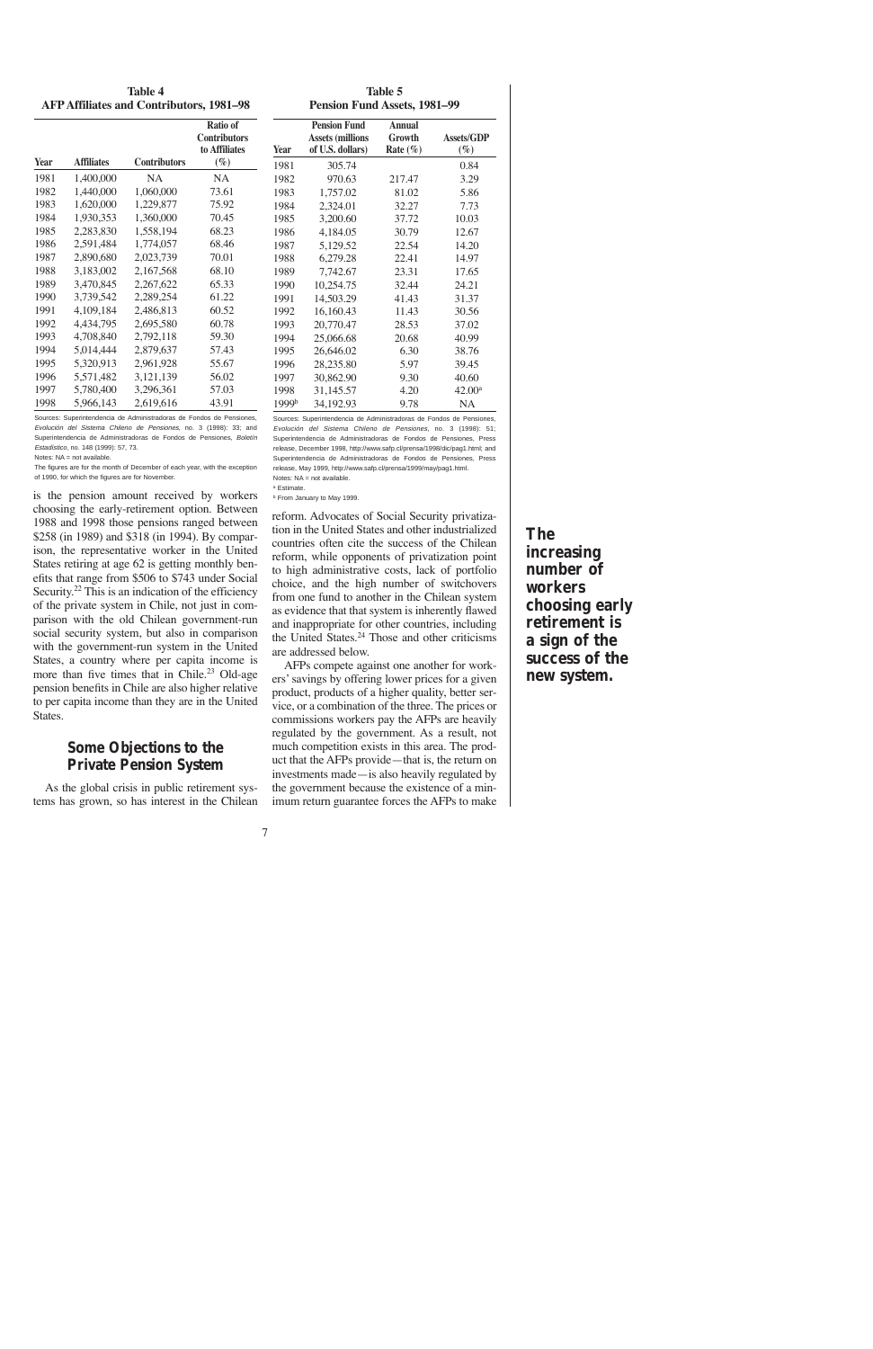**Table 4**
**AFP Affiliates and Contributors, 1981–98**

| Year | Affiliates | Contributors | Ratio of Contributors to Affiliates (%) |
|---|---|---|---|
| 1981 | 1,400,000 | NA | NA |
| 1982 | 1,440,000 | 1,060,000 | 73.61 |
| 1983 | 1,620,000 | 1,229,877 | 75.92 |
| 1984 | 1,930,353 | 1,360,000 | 70.45 |
| 1985 | 2,283,830 | 1,558,194 | 68.23 |
| 1986 | 2,591,484 | 1,774,057 | 68.46 |
| 1987 | 2,890,680 | 2,023,739 | 70.01 |
| 1988 | 3,183,002 | 2,167,568 | 68.10 |
| 1989 | 3,470,845 | 2,267,622 | 65.33 |
| 1990 | 3,739,542 | 2,289,254 | 61.22 |
| 1991 | 4,109,184 | 2,486,813 | 60.52 |
| 1992 | 4,434,795 | 2,695,580 | 60.78 |
| 1993 | 4,708,840 | 2,792,118 | 59.30 |
| 1994 | 5,014,444 | 2,879,637 | 57.43 |
| 1995 | 5,320,913 | 2,961,928 | 55.67 |
| 1996 | 5,571,482 | 3,121,139 | 56.02 |
| 1997 | 5,780,400 | 3,296,361 | 57.03 |
| 1998 | 5,966,143 | 2,619,616 | 43.91 |

Sources: Superintendencia de Administradoras de Fondos de Pensiones, *Evolución del Sistema Chileno de Pensiones*, no. 3 (1998): 33; and Superintendencia de Administradoras de Fondos de Pensiones, *Boletín Estadístico*, no. 148 (1999): 57, 73.
Notes: NA = not available.
The figures are for the month of December of each year, with the exception of 1990, for which the figures are for November.

**Table 5**
**Pension Fund Assets, 1981–99**

| Year | Pension Fund Assets (millions of U.S. dollars) | Annual Growth Rate (%) | Assets/GDP (%) |
|---|---|---|---|
| 1981 | 305.74 | | 0.84 |
| 1982 | 970.63 | 217.47 | 3.29 |
| 1983 | 1,757.02 | 81.02 | 5.86 |
| 1984 | 2,324.01 | 32.27 | 7.73 |
| 1985 | 3,200.60 | 37.72 | 10.03 |
| 1986 | 4,184.05 | 30.79 | 12.67 |
| 1987 | 5,129.52 | 22.54 | 14.20 |
| 1988 | 6,279.28 | 22.41 | 14.97 |
| 1989 | 7,742.67 | 23.31 | 17.65 |
| 1990 | 10,254.75 | 32.44 | 24.21 |
| 1991 | 14,503.29 | 41.43 | 31.37 |
| 1992 | 16,160.43 | 11.43 | 30.56 |
| 1993 | 20,770.47 | 28.53 | 37.02 |
| 1994 | 25,066.68 | 20.68 | 40.99 |
| 1995 | 26,646.02 | 6.30 | 38.76 |
| 1996 | 28,235.80 | 5.97 | 39.45 |
| 1997 | 30,862.90 | 9.30 | 40.60 |
| 1998 | 31,145.57 | 4.20 | 42.00[a] |
| 1999[b] | 34,192.93 | 9.78 | NA |

Sources: Superintendencia de Administradoras de Fondos de Pensiones, *Evolución del Sistema Chileno de Pensiones*, no. 3 (1998): 51; Superintendencia de Administradoras de Fondos de Pensiones, Press release, December 1998, http://www.safp.cl/prensa/1998/dic/pag1.html; and Superintendencia de Administradoras de Fondos de Pensiones, Press release, May 1999, http://www.safp.cl/prensa/1999/may/pag1.html.
Notes: NA = not available.
[a] Estimate.
[b] From January to May 1999.

is the pension amount received by workers choosing the early-retirement option. Between 1988 and 1998 those pensions ranged between $258 (in 1989) and $318 (in 1994). By comparison, the representative worker in the United States retiring at age 62 is getting monthly benefits that range from $506 to $743 under Social Security.[22] This is an indication of the efficiency of the private system in Chile, not just in comparison with the old Chilean government-run social security system, but also in comparison with the government-run system in the United States, a country where per capita income is more than five times that in Chile.[23] Old-age pension benefits in Chile are also higher relative to per capita income than they are in the United States.

## Some Objections to the Private Pension System

As the global crisis in public retirement systems has grown, so has interest in the Chilean reform. Advocates of Social Security privatization in the United States and other industrialized countries often cite the success of the Chilean reform, while opponents of privatization point to high administrative costs, lack of portfolio choice, and the high number of switchovers from one fund to another in the Chilean system as evidence that that system is inherently flawed and inappropriate for other countries, including the United States.[24] Those and other criticisms are addressed below.

AFPs compete against one another for workers' savings by offering lower prices for a given product, products of a higher quality, better service, or a combination of the three. The prices or commissions workers pay the AFPs are heavily regulated by the government. As a result, not much competition exists in this area. The product that the AFPs provide—that is, the return on investments made—is also heavily regulated by the government because the existence of a minimum return guarantee forces the AFPs to make

**The increasing number of workers choosing early retirement is a sign of the success of the new system.**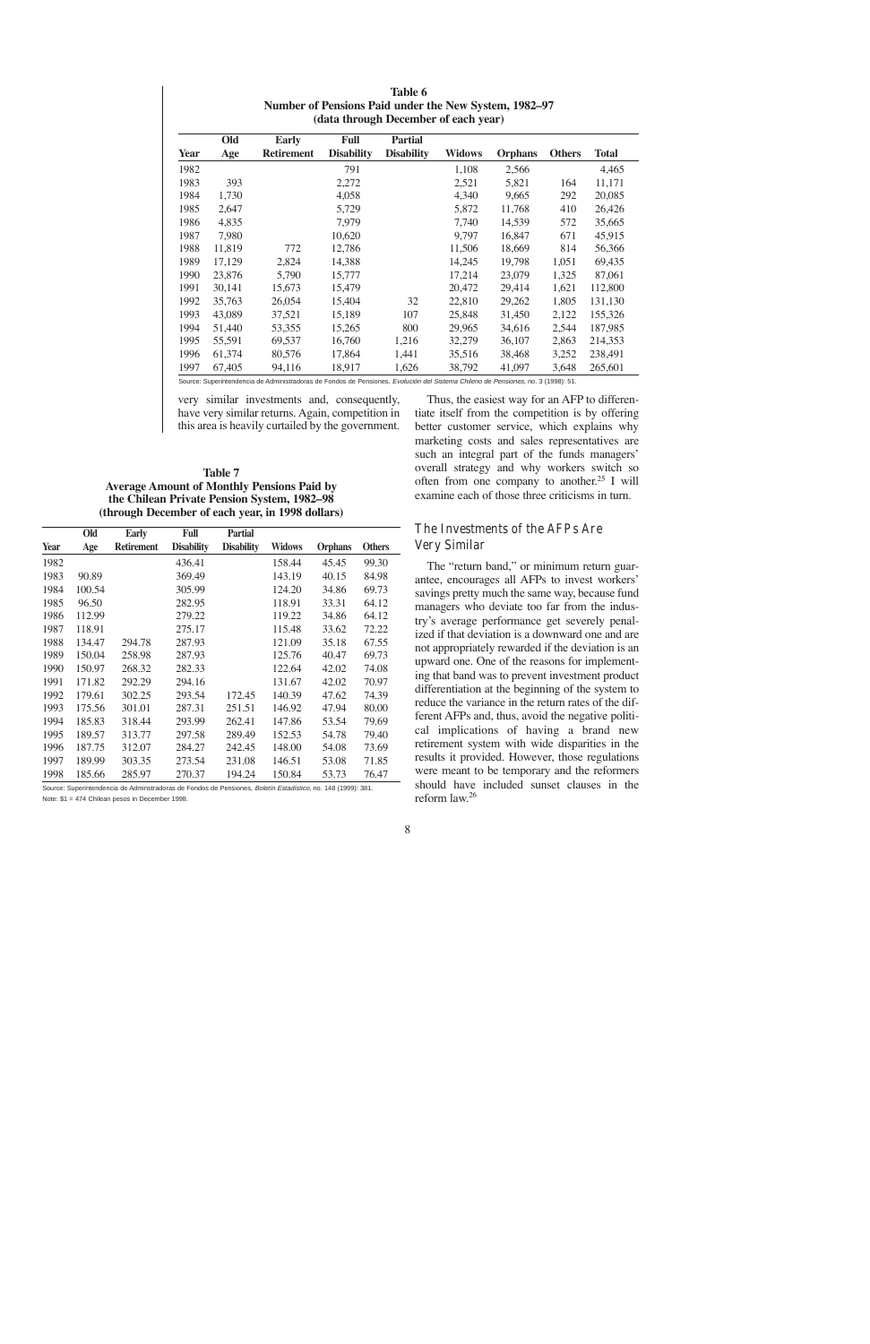**Table 6**
**Number of Pensions Paid under the New System, 1982–97**
**(data through December of each year)**

| Year | Old Age | Early Retirement | Full Disability | Partial Disability | Widows | Orphans | Others | Total |
|---|---|---|---|---|---|---|---|---|
| 1982 | | | 791 | | 1,108 | 2,566 | | 4,465 |
| 1983 | 393 | | 2,272 | | 2,521 | 5,821 | 164 | 11,171 |
| 1984 | 1,730 | | 4,058 | | 4,340 | 9,665 | 292 | 20,085 |
| 1985 | 2,647 | | 5,729 | | 5,872 | 11,768 | 410 | 26,426 |
| 1986 | 4,835 | | 7,979 | | 7,740 | 14,539 | 572 | 35,665 |
| 1987 | 7,980 | | 10,620 | | 9,797 | 16,847 | 671 | 45,915 |
| 1988 | 11,819 | 772 | 12,786 | | 11,506 | 18,669 | 814 | 56,366 |
| 1989 | 17,129 | 2,824 | 14,388 | | 14,245 | 19,798 | 1,051 | 69,435 |
| 1990 | 23,876 | 5,790 | 15,777 | | 17,214 | 23,079 | 1,325 | 87,061 |
| 1991 | 30,141 | 15,673 | 15,479 | | 20,472 | 29,414 | 1,621 | 112,800 |
| 1992 | 35,763 | 26,054 | 15,404 | 32 | 22,810 | 29,262 | 1,805 | 131,130 |
| 1993 | 43,089 | 37,521 | 15,189 | 107 | 25,848 | 31,450 | 2,122 | 155,326 |
| 1994 | 51,440 | 53,355 | 15,265 | 800 | 29,965 | 34,616 | 2,544 | 187,985 |
| 1995 | 55,591 | 69,537 | 16,760 | 1,216 | 32,279 | 36,107 | 2,863 | 214,353 |
| 1996 | 61,374 | 80,576 | 17,864 | 1,441 | 35,516 | 38,468 | 3,252 | 238,491 |
| 1997 | 67,405 | 94,116 | 18,917 | 1,626 | 38,792 | 41,097 | 3,648 | 265,601 |

Source: Superintendencia de Administradoras de Fondos de Pensiones, *Evolución del Sistema Chileno de Pensiones*, no. 3 (1998): 51.

very similar investments and, consequently, have very similar returns. Again, competition in this area is heavily curtailed by the government.

**Table 7**
**Average Amount of Monthly Pensions Paid by the Chilean Private Pension System, 1982–98**
**(through December of each year, in 1998 dollars)**

| Year | Old Age | Early Retirement | Full Disability | Partial Disability | Widows | Orphans | Others |
|---|---|---|---|---|---|---|---|
| 1982 | | | 436.41 | | 158.44 | 45.45 | 99.30 |
| 1983 | 90.89 | | 369.49 | | 143.19 | 40.15 | 84.98 |
| 1984 | 100.54 | | 305.99 | | 124.20 | 34.86 | 69.73 |
| 1985 | 96.50 | | 282.95 | | 118.91 | 33.31 | 64.12 |
| 1986 | 112.99 | | 279.22 | | 119.22 | 34.86 | 64.12 |
| 1987 | 118.91 | | 275.17 | | 115.48 | 33.62 | 72.22 |
| 1988 | 134.47 | 294.78 | 287.93 | | 121.09 | 35.18 | 67.55 |
| 1989 | 150.04 | 258.98 | 287.93 | | 125.76 | 40.47 | 69.73 |
| 1990 | 150.97 | 268.32 | 282.33 | | 122.64 | 42.02 | 74.08 |
| 1991 | 171.82 | 292.29 | 294.16 | | 131.67 | 42.02 | 70.97 |
| 1992 | 179.61 | 302.25 | 293.54 | 172.45 | 140.39 | 47.62 | 74.39 |
| 1993 | 175.56 | 301.01 | 287.31 | 251.51 | 146.92 | 47.94 | 80.00 |
| 1994 | 185.83 | 318.44 | 293.99 | 262.41 | 147.86 | 53.54 | 79.69 |
| 1995 | 189.57 | 313.77 | 297.58 | 289.49 | 152.53 | 54.78 | 79.40 |
| 1996 | 187.75 | 312.07 | 284.27 | 242.45 | 148.00 | 54.08 | 73.69 |
| 1997 | 189.99 | 303.35 | 273.54 | 231.08 | 146.51 | 53.08 | 71.85 |
| 1998 | 185.66 | 285.97 | 270.37 | 194.24 | 150.84 | 53.73 | 76.47 |

Source: Superintendencia de Adminstradoras de Fondos de Pensiones, *Boletín Estadístico*, no. 148 (1999): 381.
Note: $1 = 474 Chilean pesos in December 1998.

Thus, the easiest way for an AFP to differentiate itself from the competition is by offering better customer service, which explains why marketing costs and sales representatives are such an integral part of the funds managers' overall strategy and why workers switch so often from one company to another.[25] I will examine each of those three criticisms in turn.

## The Investments of the AFPs Are Very Similar

The "return band," or minimum return guarantee, encourages all AFPs to invest workers' savings pretty much the same way, because fund managers who deviate too far from the industry's average performance get severely penalized if that deviation is a downward one and are not appropriately rewarded if the deviation is an upward one. One of the reasons for implementing that band was to prevent investment product differentiation at the beginning of the system to reduce the variance in the return rates of the different AFPs and, thus, avoid the negative political implications of having a brand new retirement system with wide disparities in the results it provided. However, those regulations were meant to be temporary and the reformers should have included sunset clauses in the reform law.[26]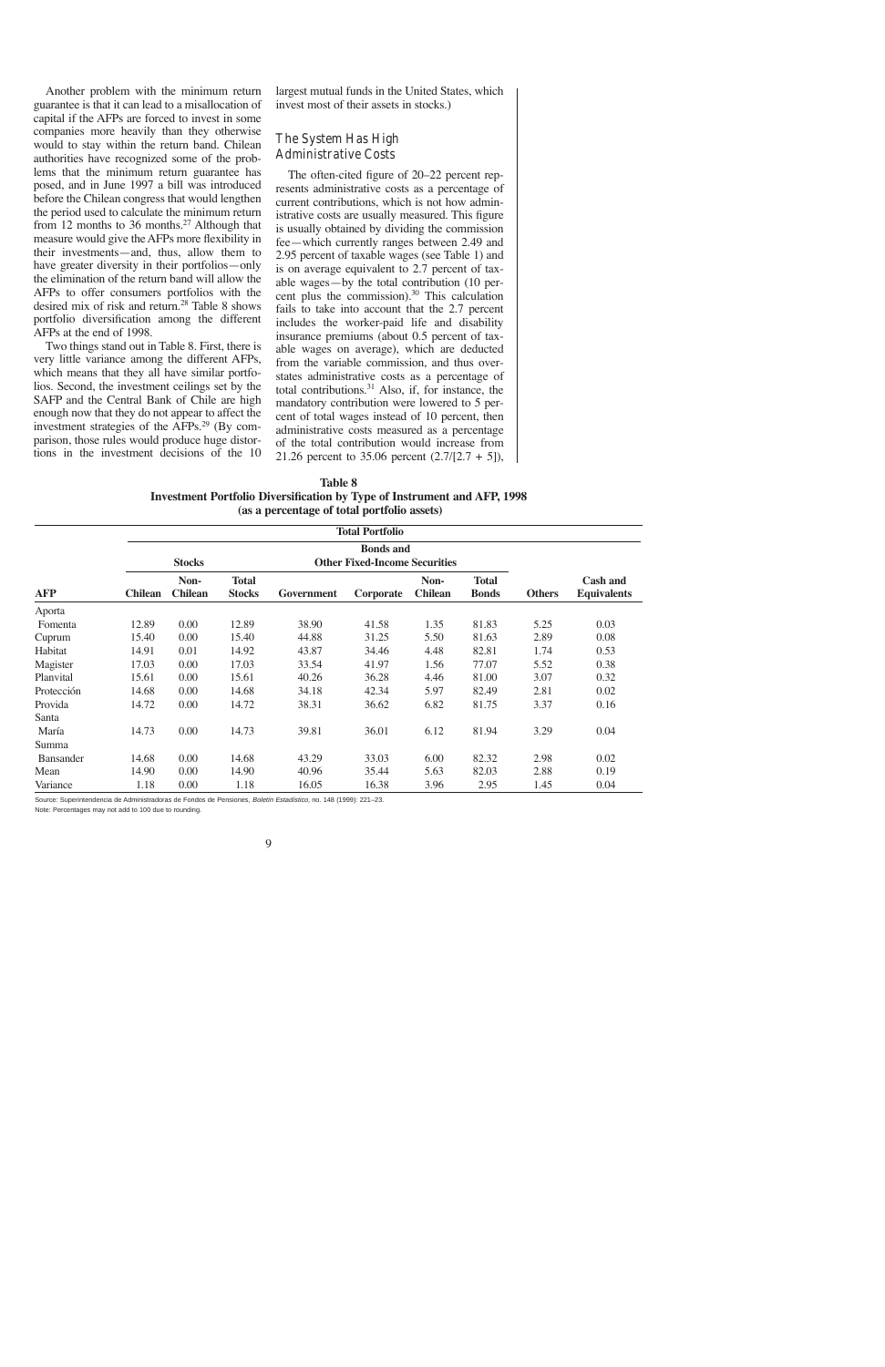Another problem with the minimum return guarantee is that it can lead to a misallocation of capital if the AFPs are forced to invest in some companies more heavily than they otherwise would to stay within the return band. Chilean authorities have recognized some of the problems that the minimum return guarantee has posed, and in June 1997 a bill was introduced before the Chilean congress that would lengthen the period used to calculate the minimum return from 12 months to 36 months.[27] Although that measure would give the AFPs more flexibility in their investments—and, thus, allow them to have greater diversity in their portfolios—only the elimination of the return band will allow the AFPs to offer consumers portfolios with the desired mix of risk and return.[28] Table 8 shows portfolio diversification among the different AFPs at the end of 1998.

Two things stand out in Table 8. First, there is very little variance among the different AFPs, which means that they all have similar portfolios. Second, the investment ceilings set by the SAFP and the Central Bank of Chile are high enough now that they do not appear to affect the investment strategies of the AFPs.[29] (By comparison, those rules would produce huge distortions in the investment decisions of the 10 largest mutual funds in the United States, which invest most of their assets in stocks.)

## The System Has High Administrative Costs

The often-cited figure of 20–22 percent represents administrative costs as a percentage of current contributions, which is not how administrative costs are usually measured. This figure is usually obtained by dividing the commission fee—which currently ranges between 2.49 and 2.95 percent of taxable wages (see Table 1) and is on average equivalent to 2.7 percent of taxable wages—by the total contribution (10 percent plus the commission).[30] This calculation fails to take into account that the 2.7 percent includes the worker-paid life and disability insurance premiums (about 0.5 percent of taxable wages on average), which are deducted from the variable commission, and thus overstates administrative costs as a percentage of total contributions.[31] Also, if, for instance, the mandatory contribution were lowered to 5 percent of total wages instead of 10 percent, then administrative costs measured as a percentage of the total contribution would increase from 21.26 percent to 35.06 percent (2.7/[2.7 + 5]),

**Table 8**
**Investment Portfolio Diversification by Type of Instrument and AFP, 1998**
**(as a percentage of total portfolio assets)**

| | Total Portfolio | | | | | | | | |
|---|---|---|---|---|---|---|---|---|---|
| | Stocks | | | Bonds and Other Fixed-Income Securities | | | | | |
| AFP | Chilean | Non-Chilean | Total Stocks | Government | Corporate | Non-Chilean | Total Bonds | Others | Cash and Equivalents |
| Aporta Fomenta | 12.89 | 0.00 | 12.89 | 38.90 | 41.58 | 1.35 | 81.83 | 5.25 | 0.03 |
| Cuprum | 15.40 | 0.00 | 15.40 | 44.88 | 31.25 | 5.50 | 81.63 | 2.89 | 0.08 |
| Habitat | 14.91 | 0.01 | 14.92 | 43.87 | 34.46 | 4.48 | 82.81 | 1.74 | 0.53 |
| Magister | 17.03 | 0.00 | 17.03 | 33.54 | 41.97 | 1.56 | 77.07 | 5.52 | 0.38 |
| Planvital | 15.61 | 0.00 | 15.61 | 40.26 | 36.28 | 4.46 | 81.00 | 3.07 | 0.32 |
| Protección | 14.68 | 0.00 | 14.68 | 34.18 | 42.34 | 5.97 | 82.49 | 2.81 | 0.02 |
| Provida | 14.72 | 0.00 | 14.72 | 38.31 | 36.62 | 6.82 | 81.75 | 3.37 | 0.16 |
| Santa María | 14.73 | 0.00 | 14.73 | 39.81 | 36.01 | 6.12 | 81.94 | 3.29 | 0.04 |
| Summa Bansander | 14.68 | 0.00 | 14.68 | 43.29 | 33.03 | 6.00 | 82.32 | 2.98 | 0.02 |
| Mean | 14.90 | 0.00 | 14.90 | 40.96 | 35.44 | 5.63 | 82.03 | 2.88 | 0.19 |
| Variance | 1.18 | 0.00 | 1.18 | 16.05 | 16.38 | 3.96 | 2.95 | 1.45 | 0.04 |

Source: Superintendencia de Administradoras de Fondos de Pensiones, *Boletín Estadístico*, no. 148 (1999): 221–23.
Note: Percentages may not add to 100 due to rounding.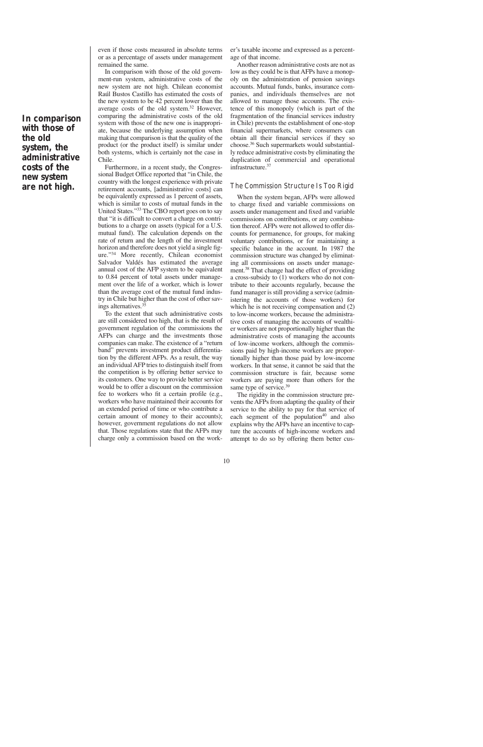even if those costs measured in absolute terms or as a percentage of assets under management remained the same.

In comparison with those of the old government-run system, administrative costs of the new system are not high. Chilean economist Raúl Bustos Castillo has estimated the costs of the new system to be 42 percent lower than the average costs of the old system.[32] However, comparing the administrative costs of the old system with those of the new one is inappropriate, because the underlying assumption when making that comparison is that the quality of the product (or the product itself) is similar under both systems, which is certainly not the case in Chile.

**In comparison with those of the old system, the administrative costs of the new system are not high.**

Furthermore, in a recent study, the Congressional Budget Office reported that "in Chile, the country with the longest experience with private retirement accounts, [administrative costs] can be equivalently expressed as 1 percent of assets, which is similar to costs of mutual funds in the United States."[33] The CBO report goes on to say that "it is difficult to convert a charge on contributions to a charge on assets (typical for a U.S. mutual fund). The calculation depends on the rate of return and the length of the investment horizon and therefore does not yield a single figure."[34] More recently, Chilean economist Salvador Valdés has estimated the average annual cost of the AFP system to be equivalent to 0.84 percent of total assets under management over the life of a worker, which is lower than the average cost of the mutual fund industry in Chile but higher than the cost of other savings alternatives.[35]

To the extent that such administrative costs are still considered too high, that is the result of government regulation of the commissions the AFPs can charge and the investments those companies can make. The existence of a "return band" prevents investment product differentiation by the different AFPs. As a result, the way an individual AFP tries to distinguish itself from the competition is by offering better service to its customers. One way to provide better service would be to offer a discount on the commission fee to workers who fit a certain profile (e.g., workers who have maintained their accounts for an extended period of time or who contribute a certain amount of money to their accounts); however, government regulations do not allow that. Those regulations state that the AFPs may charge only a commission based on the worker's taxable income and expressed as a percentage of that income.

Another reason administrative costs are not as low as they could be is that AFPs have a monopoly on the administration of pension savings accounts. Mutual funds, banks, insurance companies, and individuals themselves are not allowed to manage those accounts. The existence of this monopoly (which is part of the fragmentation of the financial services industry in Chile) prevents the establishment of one-stop financial supermarkets, where consumers can obtain all their financial services if they so choose.[36] Such supermarkets would substantially reduce administrative costs by eliminating the duplication of commercial and operational infrastructure.[37]

### The Commission Structure Is Too Rigid

When the system began, AFPs were allowed to charge fixed and variable commissions on assets under management and fixed and variable commissions on contributions, or any combination thereof. AFPs were not allowed to offer discounts for permanence, for groups, for making voluntary contributions, or for maintaining a specific balance in the account. In 1987 the commission structure was changed by eliminating all commissions on assets under management.[38] That change had the effect of providing a cross-subsidy to (1) workers who do not contribute to their accounts regularly, because the fund manager is still providing a service (administering the accounts of those workers) for which he is not receiving compensation and (2) to low-income workers, because the administrative costs of managing the accounts of wealthier workers are not proportionally higher than the administrative costs of managing the accounts of low-income workers, although the commissions paid by high-income workers are proportionally higher than those paid by low-income workers. In that sense, it cannot be said that the commission structure is fair, because some workers are paying more than others for the same type of service.[39]

The rigidity in the commission structure prevents the AFPs from adapting the quality of their service to the ability to pay for that service of each segment of the population[40] and also explains why the AFPs have an incentive to capture the accounts of high-income workers and attempt to do so by offering them better cus-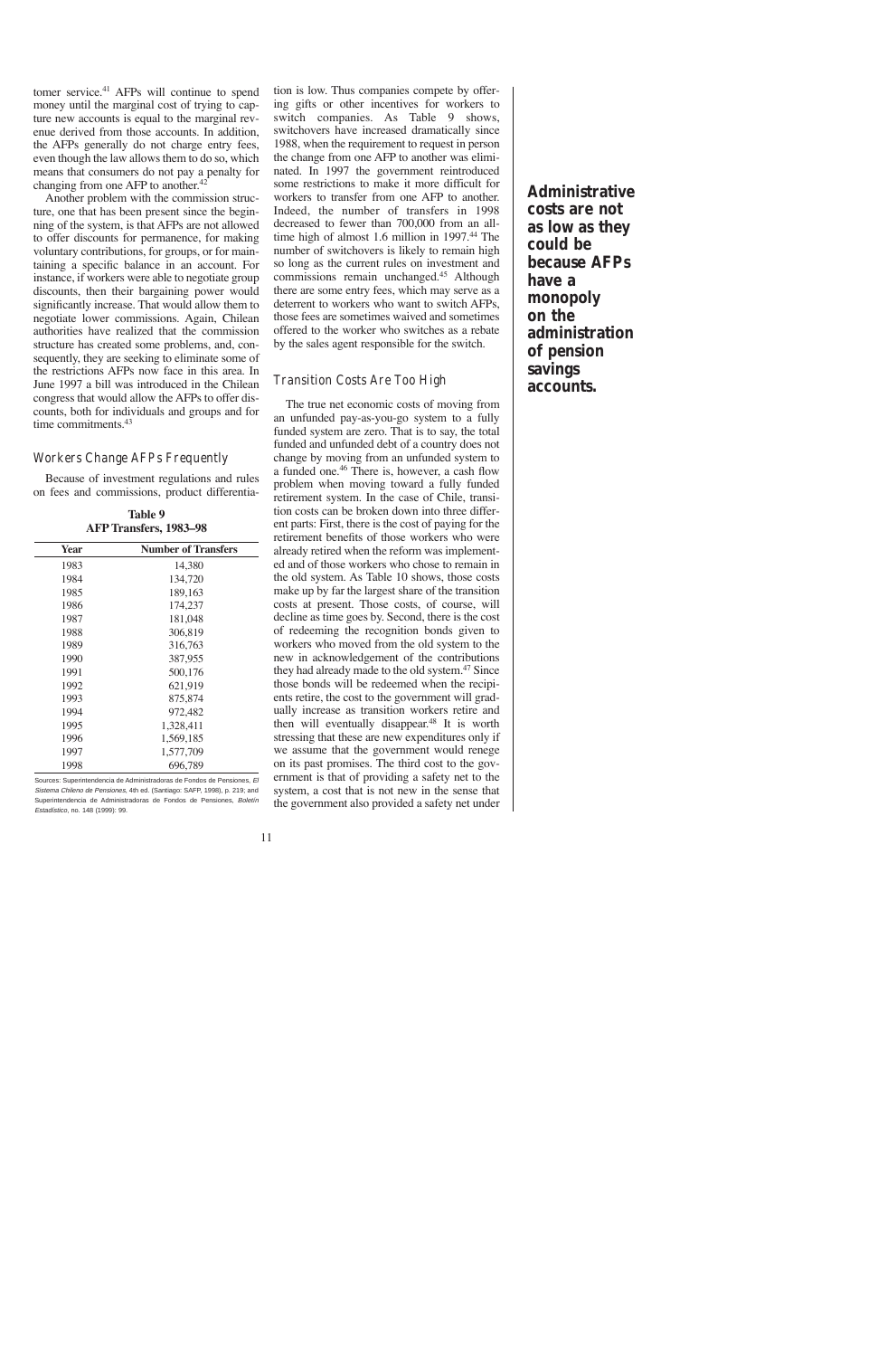tomer service.[41] AFPs will continue to spend money until the marginal cost of trying to capture new accounts is equal to the marginal revenue derived from those accounts. In addition, the AFPs generally do not charge entry fees, even though the law allows them to do so, which means that consumers do not pay a penalty for changing from one AFP to another.[42]

Another problem with the commission structure, one that has been present since the beginning of the system, is that AFPs are not allowed to offer discounts for permanence, for making voluntary contributions, for groups, or for maintaining a specific balance in an account. For instance, if workers were able to negotiate group discounts, then their bargaining power would significantly increase. That would allow them to negotiate lower commissions. Again, Chilean authorities have realized that the commission structure has created some problems, and, consequently, they are seeking to eliminate some of the restrictions AFPs now face in this area. In June 1997 a bill was introduced in the Chilean congress that would allow the AFPs to offer discounts, both for individuals and groups and for time commitments.[43]

### Workers Change AFPs Frequently

Because of investment regulations and rules on fees and commissions, product differentiation is low. Thus companies compete by offering gifts or other incentives for workers to switch companies. As Table 9 shows, switchovers have increased dramatically since 1988, when the requirement to request in person the change from one AFP to another was eliminated. In 1997 the government reintroduced some restrictions to make it more difficult for workers to transfer from one AFP to another. Indeed, the number of transfers in 1998 decreased to fewer than 700,000 from an all-time high of almost 1.6 million in 1997.[44] The number of switchovers is likely to remain high so long as the current rules on investment and commissions remain unchanged.[45] Although there are some entry fees, which may serve as a deterrent to workers who want to switch AFPs, those fees are sometimes waived and sometimes offered to the worker who switches as a rebate by the sales agent responsible for the switch.

**Table 9**
**AFP Transfers, 1983–98**

| Year | Number of Transfers |
|---|---|
| 1983 | 14,380 |
| 1984 | 134,720 |
| 1985 | 189,163 |
| 1986 | 174,237 |
| 1987 | 181,048 |
| 1988 | 306,819 |
| 1989 | 316,763 |
| 1990 | 387,955 |
| 1991 | 500,176 |
| 1992 | 621,919 |
| 1993 | 875,874 |
| 1994 | 972,482 |
| 1995 | 1,328,411 |
| 1996 | 1,569,185 |
| 1997 | 1,577,709 |
| 1998 | 696,789 |

Sources: Superintendencia de Administradoras de Fondos de Pensiones, *El Sistema Chileno de Pensiones*, 4th ed. (Santiago: SAFP, 1998), p. 219; and Superintendencia de Administradoras de Fondos de Pensiones, *Boletín Estadístico*, no. 148 (1999): 99.

### Transition Costs Are Too High

The true net economic costs of moving from an unfunded pay-as-you-go system to a fully funded system are zero. That is to say, the total funded and unfunded debt of a country does not change by moving from an unfunded system to a funded one.[46] There is, however, a cash flow problem when moving toward a fully funded retirement system. In the case of Chile, transition costs can be broken down into three different parts: First, there is the cost of paying for the retirement benefits of those workers who were already retired when the reform was implemented and of those workers who chose to remain in the old system. As Table 10 shows, those costs make up by far the largest share of the transition costs at present. Those costs, of course, will decline as time goes by. Second, there is the cost of redeeming the recognition bonds given to workers who moved from the old system to the new in acknowledgement of the contributions they had already made to the old system.[47] Since those bonds will be redeemed when the recipients retire, the cost to the government will gradually increase as transition workers retire and then will eventually disappear.[48] It is worth stressing that these are new expenditures only if we assume that the government would renege on its past promises. The third cost to the government is that of providing a safety net to the system, a cost that is not new in the sense that the government also provided a safety net under

**Administrative costs are not as low as they could be because AFPs have a monopoly on the administration of pension savings accounts.**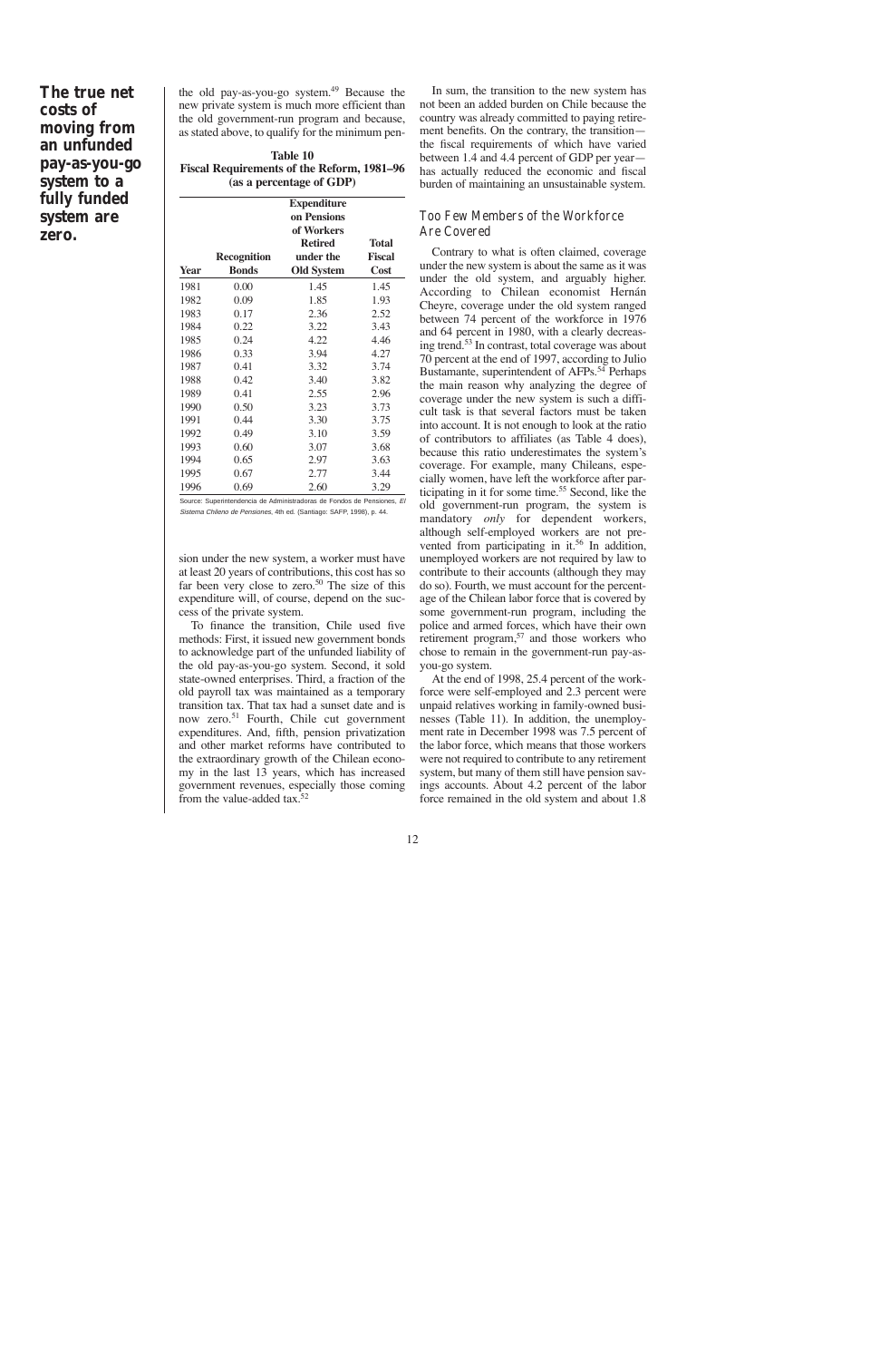**The true net costs of moving from an unfunded pay-as-you-go system to a fully funded system are zero.**

the old pay-as-you-go system.[49] Because the new private system is much more efficient than the old government-run program and because, as stated above, to qualify for the minimum pension under the new system, a worker must have at least 20 years of contributions, this cost has so far been very close to zero.[50] The size of this expenditure will, of course, depend on the success of the private system.

**Table 10**
**Fiscal Requirements of the Reform, 1981–96 (as a percentage of GDP)**

| Year | Recognition Bonds | Expenditure on Pensions of Workers Retired under the Old System | Total Fiscal Cost |
|---|---|---|---|
| 1981 | 0.00 | 1.45 | 1.45 |
| 1982 | 0.09 | 1.85 | 1.93 |
| 1983 | 0.17 | 2.36 | 2.52 |
| 1984 | 0.22 | 3.22 | 3.43 |
| 1985 | 0.24 | 4.22 | 4.46 |
| 1986 | 0.33 | 3.94 | 4.27 |
| 1987 | 0.41 | 3.32 | 3.74 |
| 1988 | 0.42 | 3.40 | 3.82 |
| 1989 | 0.41 | 2.55 | 2.96 |
| 1990 | 0.50 | 3.23 | 3.73 |
| 1991 | 0.44 | 3.30 | 3.75 |
| 1992 | 0.49 | 3.10 | 3.59 |
| 1993 | 0.60 | 3.07 | 3.68 |
| 1994 | 0.65 | 2.97 | 3.63 |
| 1995 | 0.67 | 2.77 | 3.44 |
| 1996 | 0.69 | 2.60 | 3.29 |

Source: Superintendencia de Administradoras de Fondos de Pensiones, *El Sistema Chileno de Pensiones*, 4th ed. (Santiago: SAFP, 1998), p. 44.

To finance the transition, Chile used five methods: First, it issued new government bonds to acknowledge part of the unfunded liability of the old pay-as-you-go system. Second, it sold state-owned enterprises. Third, a fraction of the old payroll tax was maintained as a temporary transition tax. That tax had a sunset date and is now zero.[51] Fourth, Chile cut government expenditures. And, fifth, pension privatization and other market reforms have contributed to the extraordinary growth of the Chilean economy in the last 13 years, which has increased government revenues, especially those coming from the value-added tax.[52]

In sum, the transition to the new system has not been an added burden on Chile because the country was already committed to paying retirement benefits. On the contrary, the transition—the fiscal requirements of which have varied between 1.4 and 4.4 percent of GDP per year—has actually reduced the economic and fiscal burden of maintaining an unsustainable system.

## Too Few Members of the Workforce Are Covered

Contrary to what is often claimed, coverage under the new system is about the same as it was under the old system, and arguably higher. According to Chilean economist Hernán Cheyre, coverage under the old system ranged between 74 percent of the workforce in 1976 and 64 percent in 1980, with a clearly decreasing trend.[53] In contrast, total coverage was about 70 percent at the end of 1997, according to Julio Bustamante, superintendent of AFPs.[54] Perhaps the main reason why analyzing the degree of coverage under the new system is such a difficult task is that several factors must be taken into account. It is not enough to look at the ratio of contributors to affiliates (as Table 4 does), because this ratio underestimates the system's coverage. For example, many Chileans, especially women, have left the workforce after participating in it for some time.[55] Second, like the old government-run program, the system is mandatory *only* for dependent workers, although self-employed workers are not prevented from participating in it.[56] In addition, unemployed workers are not required by law to contribute to their accounts (although they may do so). Fourth, we must account for the percentage of the Chilean labor force that is covered by some government-run program, including the police and armed forces, which have their own retirement program,[57] and those workers who chose to remain in the government-run pay-as-you-go system.

At the end of 1998, 25.4 percent of the workforce were self-employed and 2.3 percent were unpaid relatives working in family-owned businesses (Table 11). In addition, the unemployment rate in December 1998 was 7.5 percent of the labor force, which means that those workers were not required to contribute to any retirement system, but many of them still have pension savings accounts. About 4.2 percent of the labor force remained in the old system and about 1.8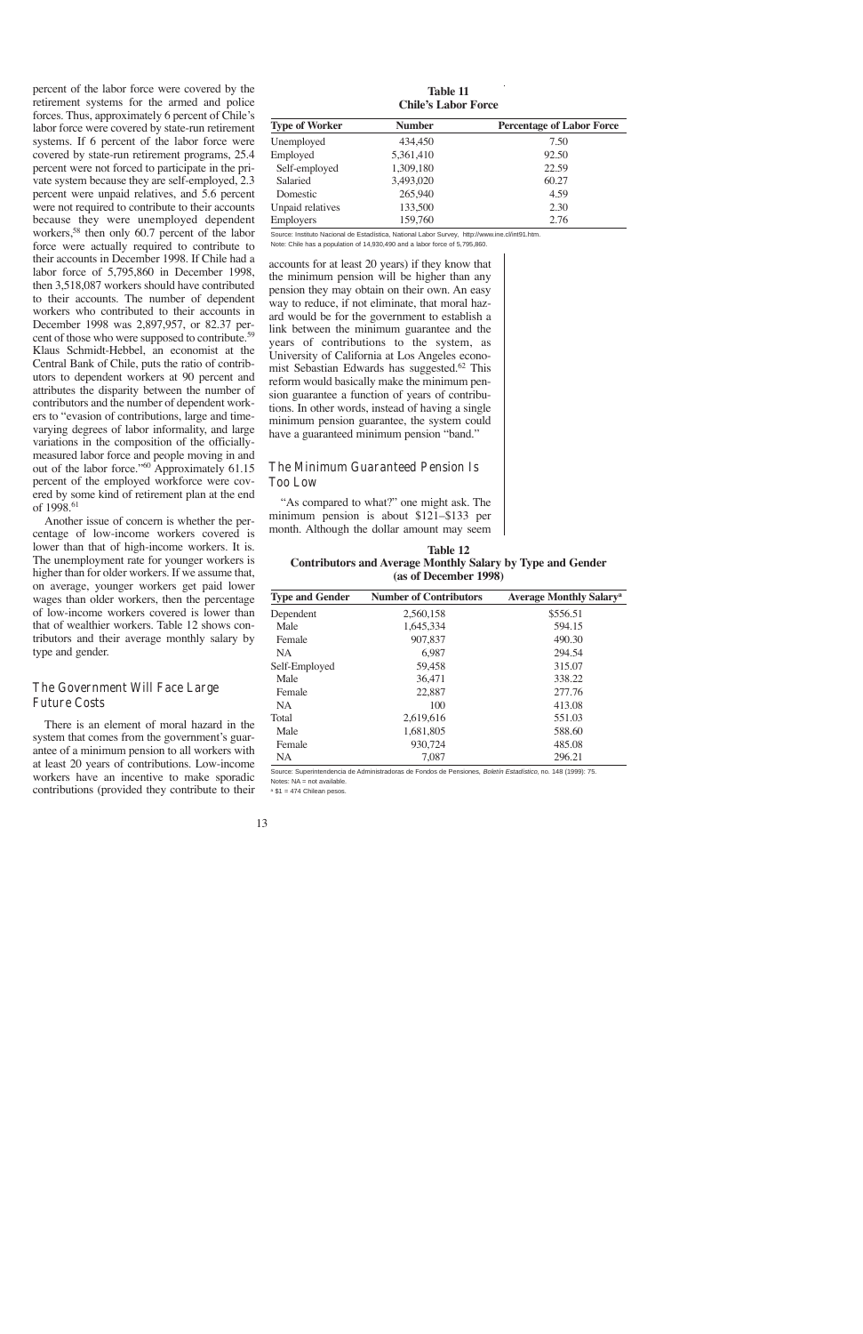percent of the labor force were covered by the retirement systems for the armed and police forces. Thus, approximately 6 percent of Chile's labor force were covered by state-run retirement systems. If 6 percent of the labor force were covered by state-run retirement programs, 25.4 percent were not forced to participate in the private system because they are self-employed, 2.3 percent were unpaid relatives, and 5.6 percent were not required to contribute to their accounts because they were unemployed dependent workers,[58] then only 60.7 percent of the labor force were actually required to contribute to their accounts in December 1998. If Chile had a labor force of 5,795,860 in December 1998, then 3,518,087 workers should have contributed to their accounts. The number of dependent workers who contributed to their accounts in December 1998 was 2,897,957, or 82.37 percent of those who were supposed to contribute.[59] Klaus Schmidt-Hebbel, an economist at the Central Bank of Chile, puts the ratio of contributors to dependent workers at 90 percent and attributes the disparity between the number of contributors and the number of dependent workers to "evasion of contributions, large and time-varying degrees of labor informality, and large variations in the composition of the officially-measured labor force and people moving in and out of the labor force."[60] Approximately 61.15 percent of the employed workforce were covered by some kind of retirement plan at the end of 1998.[61]

Another issue of concern is whether the percentage of low-income workers covered is lower than that of high-income workers. It is. The unemployment rate for younger workers is higher than for older workers. If we assume that, on average, younger workers get paid lower wages than older workers, then the percentage of low-income workers covered is lower than that of wealthier workers. Table 12 shows contributors and their average monthly salary by type and gender.

## The Government Will Face Large Future Costs

There is an element of moral hazard in the system that comes from the government's guarantee of a minimum pension to all workers with at least 20 years of contributions. Low-income workers have an incentive to make sporadic contributions (provided they contribute to their accounts for at least 20 years) if they know that the minimum pension will be higher than any pension they may obtain on their own. An easy way to reduce, if not eliminate, that moral hazard would be for the government to establish a link between the minimum guarantee and the years of contributions to the system, as University of California at Los Angeles economist Sebastian Edwards has suggested.[62] This reform would basically make the minimum pension guarantee a function of years of contributions. In other words, instead of having a single minimum pension guarantee, the system could have a guaranteed minimum pension "band."

## The Minimum Guaranteed Pension Is Too Low

"As compared to what?" one might ask. The minimum pension is about $121–$133 per month. Although the dollar amount may seem

**Table 11**
**Chile's Labor Force**

| Type of Worker | Number | Percentage of Labor Force |
|---|---|---|
| Unemployed | 434,450 | 7.50 |
| Employed | 5,361,410 | 92.50 |
| Self-employed | 1,309,180 | 22.59 |
| Salaried | 3,493,020 | 60.27 |
| Domestic | 265,940 | 4.59 |
| Unpaid relatives | 133,500 | 2.30 |
| Employers | 159,760 | 2.76 |

Source: Instituto Nacional de Estadística, National Labor Survey, http://www.ine.cl/int91.htm.
Note: Chile has a population of 14,930,490 and a labor force of 5,795,860.

**Table 12**
**Contributors and Average Monthly Salary by Type and Gender (as of December 1998)**

| Type and Gender | Number of Contributors | Average Monthly Salary[a] |
|---|---|---|
| Dependent | 2,560,158 | $556.51 |
| Male | 1,645,334 | 594.15 |
| Female | 907,837 | 490.30 |
| NA | 6,987 | 294.54 |
| Self-Employed | 59,458 | 315.07 |
| Male | 36,471 | 338.22 |
| Female | 22,887 | 277.76 |
| NA | 100 | 413.08 |
| Total | 2,619,616 | 551.03 |
| Male | 1,681,805 | 588.60 |
| Female | 930,724 | 485.08 |
| NA | 7,087 | 296.21 |

Source: Superintendencia de Administradoras de Fondos de Pensiones, *Boletín Estadístico*, no. 148 (1999): 75.
Notes: NA = not available.
[a] $1 = 474 Chilean pesos.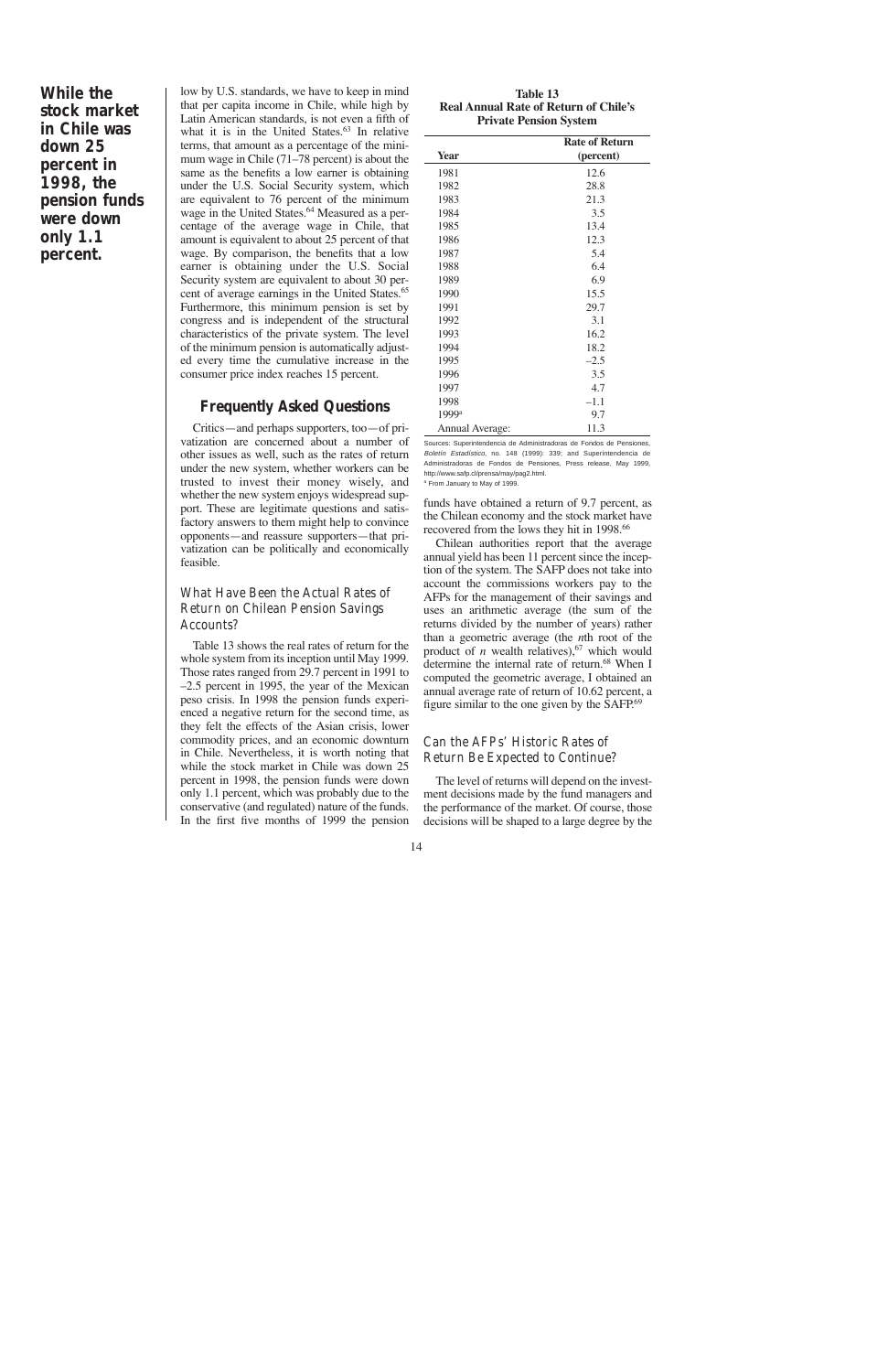**While the stock market in Chile was down 25 percent in 1998, the pension funds were down only 1.1 percent.**

low by U.S. standards, we have to keep in mind that per capita income in Chile, while high by Latin American standards, is not even a fifth of what it is in the United States.[63] In relative terms, that amount as a percentage of the minimum wage in Chile (71–78 percent) is about the same as the benefits a low earner is obtaining under the U.S. Social Security system, which are equivalent to 76 percent of the minimum wage in the United States.[64] Measured as a percentage of the average wage in Chile, that amount is equivalent to about 25 percent of that wage. By comparison, the benefits that a low earner is obtaining under the U.S. Social Security system are equivalent to about 30 percent of average earnings in the United States.[65] Furthermore, this minimum pension is set by congress and is independent of the structural characteristics of the private system. The level of the minimum pension is automatically adjusted every time the cumulative increase in the consumer price index reaches 15 percent.

## Frequently Asked Questions

Critics—and perhaps supporters, too—of privatization are concerned about a number of other issues as well, such as the rates of return under the new system, whether workers can be trusted to invest their money wisely, and whether the new system enjoys widespread support. These are legitimate questions and satisfactory answers to them might help to convince opponents—and reassure supporters—that privatization can be politically and economically feasible.

### What Have Been the Actual Rates of Return on Chilean Pension Savings Accounts?

Table 13 shows the real rates of return for the whole system from its inception until May 1999. Those rates ranged from 29.7 percent in 1991 to –2.5 percent in 1995, the year of the Mexican peso crisis. In 1998 the pension funds experienced a negative return for the second time, as they felt the effects of the Asian crisis, lower commodity prices, and an economic downturn in Chile. Nevertheless, it is worth noting that while the stock market in Chile was down 25 percent in 1998, the pension funds were down only 1.1 percent, which was probably due to the conservative (and regulated) nature of the funds. In the first five months of 1999 the pension funds have obtained a return of 9.7 percent, as the Chilean economy and the stock market have recovered from the lows they hit in 1998.[66]

**Table 13**
**Real Annual Rate of Return of Chile's Private Pension System**

| Year | Rate of Return (percent) |
|---|---|
| 1981 | 12.6 |
| 1982 | 28.8 |
| 1983 | 21.3 |
| 1984 | 3.5 |
| 1985 | 13.4 |
| 1986 | 12.3 |
| 1987 | 5.4 |
| 1988 | 6.4 |
| 1989 | 6.9 |
| 1990 | 15.5 |
| 1991 | 29.7 |
| 1992 | 3.1 |
| 1993 | 16.2 |
| 1994 | 18.2 |
| 1995 | –2.5 |
| 1996 | 3.5 |
| 1997 | 4.7 |
| 1998 | –1.1 |
| 1999[a] | 9.7 |
| Annual Average: | 11.3 |

Sources: Superintendencia de Administradoras de Fondos de Pensiones, *Boletín Estadístico*, no. 148 (1999): 339; and Superintendencia de Administradoras de Fondos de Pensiones, Press release, May 1999, http://www.safp.cl/prensa/may/pag2.html.
[a] From January to May of 1999.

Chilean authorities report that the average annual yield has been 11 percent since the inception of the system. The SAFP does not take into account the commissions workers pay to the AFPs for the management of their savings and uses an arithmetic average (the sum of the returns divided by the number of years) rather than a geometric average (the *n*th root of the product of *n* wealth relatives),[67] which would determine the internal rate of return.[68] When I computed the geometric average, I obtained an annual average rate of return of 10.62 percent, a figure similar to the one given by the SAFP.[69]

### Can the AFPs' Historic Rates of Return Be Expected to Continue?

The level of returns will depend on the investment decisions made by the fund managers and the performance of the market. Of course, those decisions will be shaped to a large degree by the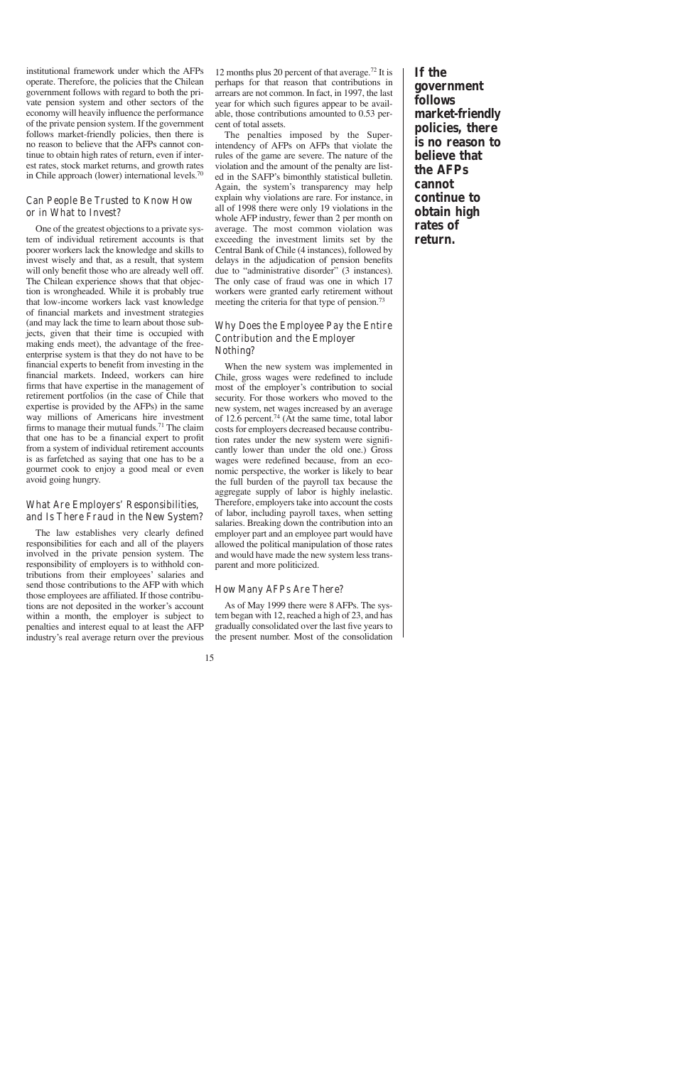institutional framework under which the AFPs operate. Therefore, the policies that the Chilean government follows with regard to both the private pension system and other sectors of the economy will heavily influence the performance of the private pension system. If the government follows market-friendly policies, then there is no reason to believe that the AFPs cannot continue to obtain high rates of return, even if interest rates, stock market returns, and growth rates in Chile approach (lower) international levels.[70]

### Can People Be Trusted to Know How or in What to Invest?

One of the greatest objections to a private system of individual retirement accounts is that poorer workers lack the knowledge and skills to invest wisely and that, as a result, that system will only benefit those who are already well off. The Chilean experience shows that that objection is wrongheaded. While it is probably true that low-income workers lack vast knowledge of financial markets and investment strategies (and may lack the time to learn about those subjects, given that their time is occupied with making ends meet), the advantage of the free-enterprise system is that they do not have to be financial experts to benefit from investing in the financial markets. Indeed, workers can hire firms that have expertise in the management of retirement portfolios (in the case of Chile that expertise is provided by the AFPs) in the same way millions of Americans hire investment firms to manage their mutual funds.[71] The claim that one has to be a financial expert to profit from a system of individual retirement accounts is as farfetched as saying that one has to be a gourmet cook to enjoy a good meal or even avoid going hungry.

### What Are Employers' Responsibilities, and Is There Fraud in the New System?

The law establishes very clearly defined responsibilities for each and all of the players involved in the private pension system. The responsibility of employers is to withhold contributions from their employees' salaries and send those contributions to the AFP with which those employees are affiliated. If those contributions are not deposited in the worker's account within a month, the employer is subject to penalties and interest equal to at least the AFP industry's real average return over the previous 12 months plus 20 percent of that average.[72] It is perhaps for that reason that contributions in arrears are not common. In fact, in 1997, the last year for which such figures appear to be available, those contributions amounted to 0.53 percent of total assets.

The penalties imposed by the Superintendency of AFPs on AFPs that violate the rules of the game are severe. The nature of the violation and the amount of the penalty are listed in the SAFP's bimonthly statistical bulletin. Again, the system's transparency may help explain why violations are rare. For instance, in all of 1998 there were only 19 violations in the whole AFP industry, fewer than 2 per month on average. The most common violation was exceeding the investment limits set by the Central Bank of Chile (4 instances), followed by delays in the adjudication of pension benefits due to "administrative disorder" (3 instances). The only case of fraud was one in which 17 workers were granted early retirement without meeting the criteria for that type of pension.[73]

### Why Does the Employee Pay the Entire Contribution and the Employer Nothing?

When the new system was implemented in Chile, gross wages were redefined to include most of the employer's contribution to social security. For those workers who moved to the new system, net wages increased by an average of 12.6 percent.[74] (At the same time, total labor costs for employers decreased because contribution rates under the new system were significantly lower than under the old one.) Gross wages were redefined because, from an economic perspective, the worker is likely to bear the full burden of the payroll tax because the aggregate supply of labor is highly inelastic. Therefore, employers take into account the costs of labor, including payroll taxes, when setting salaries. Breaking down the contribution into an employer part and an employee part would have allowed the political manipulation of those rates and would have made the new system less transparent and more politicized.

### How Many AFPs Are There?

As of May 1999 there were 8 AFPs. The system began with 12, reached a high of 23, and has gradually consolidated over the last five years to the present number. Most of the consolidation

**If the government follows market-friendly policies, there is no reason to believe that the AFPs cannot continue to obtain high rates of return.**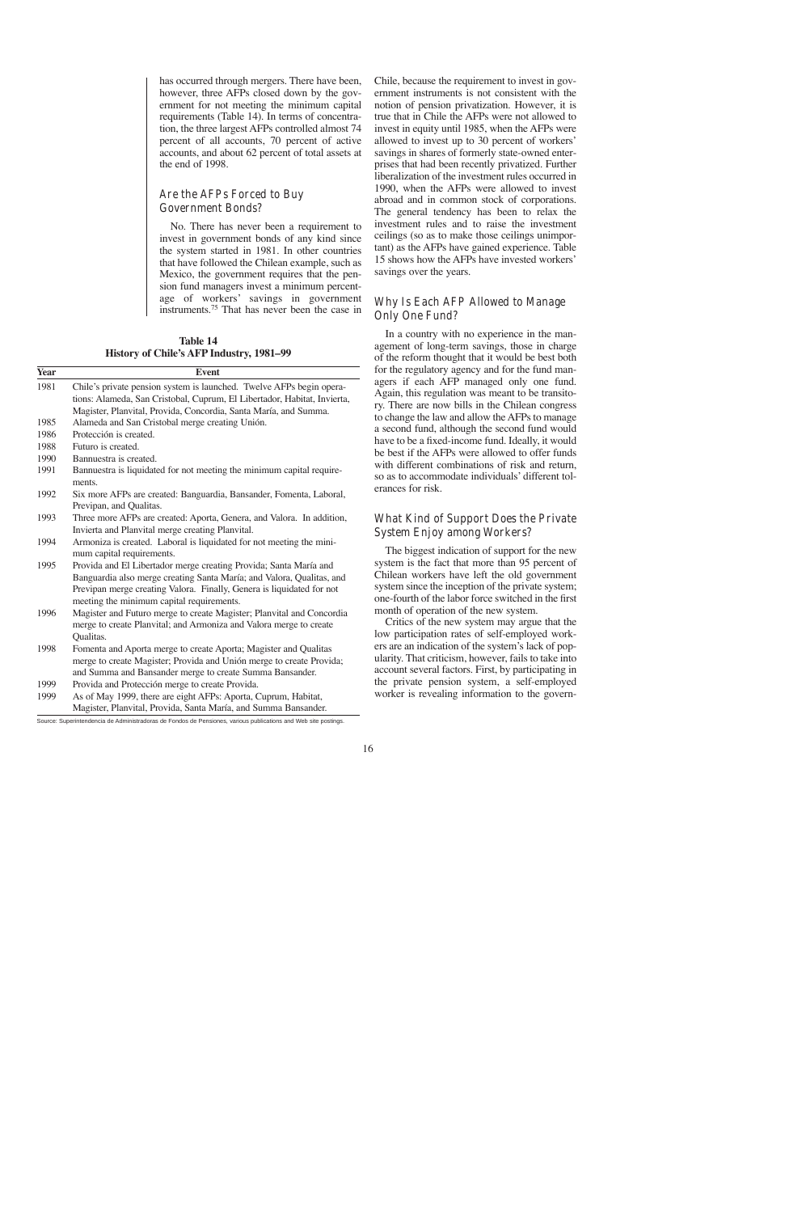has occurred through mergers. There have been, however, three AFPs closed down by the government for not meeting the minimum capital requirements (Table 14). In terms of concentration, the three largest AFPs controlled almost 74 percent of all accounts, 70 percent of active accounts, and about 62 percent of total assets at the end of 1998.

## Are the AFPs Forced to Buy Government Bonds?

No. There has never been a requirement to invest in government bonds of any kind since the system started in 1981. In other countries that have followed the Chilean example, such as Mexico, the government requires that the pension fund managers invest a minimum percentage of workers' savings in government instruments.[75] That has never been the case in Chile, because the requirement to invest in government instruments is not consistent with the notion of pension privatization. However, it is true that in Chile the AFPs were not allowed to invest in equity until 1985, when the AFPs were allowed to invest up to 30 percent of workers' savings in shares of formerly state-owned enterprises that had been recently privatized. Further liberalization of the investment rules occurred in 1990, when the AFPs were allowed to invest abroad and in common stock of corporations. The general tendency has been to relax the investment rules and to raise the investment ceilings (so as to make those ceilings unimportant) as the AFPs have gained experience. Table 15 shows how the AFPs have invested workers' savings over the years.

**Table 14**
**History of Chile's AFP Industry, 1981–99**

| Year | Event |
|---|---|
| 1981 | Chile's private pension system is launched. Twelve AFPs begin operations: Alameda, San Cristobal, Cuprum, El Libertador, Habitat, Invierta, Magister, Planvital, Provida, Concordia, Santa María, and Summa. |
| 1985 | Alameda and San Cristobal merge creating Unión. |
| 1986 | Protección is created. |
| 1988 | Futuro is created. |
| 1990 | Bannuestra is created. |
| 1991 | Bannuestra is liquidated for not meeting the minimum capital requirements. |
| 1992 | Six more AFPs are created: Banguardia, Bansander, Fomenta, Laboral, Previpan, and Qualitas. |
| 1993 | Three more AFPs are created: Aporta, Genera, and Valora. In addition, Invierta and Planvital merge creating Planvital. |
| 1994 | Armoniza is created. Laboral is liquidated for not meeting the minimum capital requirements. |
| 1995 | Provida and El Libertador merge creating Provida; Santa María and Banguardia also merge creating Santa María; and Valora, Qualitas, and Previpan merge creating Valora. Finally, Genera is liquidated for not meeting the minimum capital requirements. |
| 1996 | Magister and Futuro merge to create Magister; Planvital and Concordia merge to create Planvital; and Armoniza and Valora merge to create Qualitas. |
| 1998 | Fomenta and Aporta merge to create Aporta; Magister and Qualitas merge to create Magister; Provida and Unión merge to create Provida; and Summa and Bansander merge to create Summa Bansander. |
| 1999 | Provida and Protección merge to create Provida. |
| 1999 | As of May 1999, there are eight AFPs: Aporta, Cuprum, Habitat, Magister, Planvital, Provida, Santa María, and Summa Bansander. |

Source: Superintendencia de Administradoras de Fondos de Pensiones, various publications and Web site postings.

## Why Is Each AFP Allowed to Manage Only One Fund?

In a country with no experience in the management of long-term savings, those in charge of the reform thought that it would be best both for the regulatory agency and for the fund managers if each AFP managed only one fund. Again, this regulation was meant to be transitory. There are now bills in the Chilean congress to change the law and allow the AFPs to manage a second fund, although the second fund would have to be a fixed-income fund. Ideally, it would be best if the AFPs were allowed to offer funds with different combinations of risk and return, so as to accommodate individuals' different tolerances for risk.

## What Kind of Support Does the Private System Enjoy among Workers?

The biggest indication of support for the new system is the fact that more than 95 percent of Chilean workers have left the old government system since the inception of the private system; one-fourth of the labor force switched in the first month of operation of the new system.

Critics of the new system may argue that the low participation rates of self-employed workers are an indication of the system's lack of popularity. That criticism, however, fails to take into account several factors. First, by participating in the private pension system, a self-employed worker is revealing information to the govern-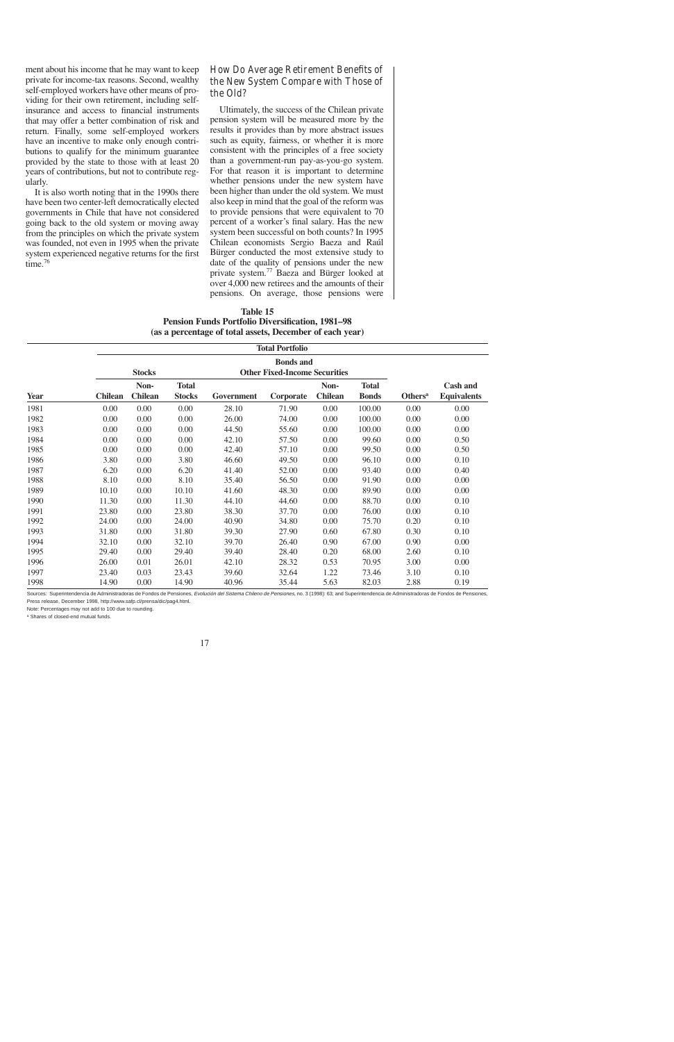ment about his income that he may want to keep private for income-tax reasons. Second, wealthy self-employed workers have other means of providing for their own retirement, including self-insurance and access to financial instruments that may offer a better combination of risk and return. Finally, some self-employed workers have an incentive to make only enough contributions to qualify for the minimum guarantee provided by the state to those with at least 20 years of contributions, but not to contribute regularly.

It is also worth noting that in the 1990s there have been two center-left democratically elected governments in Chile that have not considered going back to the old system or moving away from the principles on which the private system was founded, not even in 1995 when the private system experienced negative returns for the first time.[76]

## How Do Average Retirement Benefits of the New System Compare with Those of the Old?

Ultimately, the success of the Chilean private pension system will be measured more by the results it provides than by more abstract issues such as equity, fairness, or whether it is more consistent with the principles of a free society than a government-run pay-as-you-go system. For that reason it is important to determine whether pensions under the new system have been higher than under the old system. We must also keep in mind that the goal of the reform was to provide pensions that were equivalent to 70 percent of a worker's final salary. Has the new system been successful on both counts? In 1995 Chilean economists Sergio Baeza and Raúl Bürger conducted the most extensive study to date of the quality of pensions under the new private system.[77] Baeza and Bürger looked at over 4,000 new retirees and the amounts of their pensions. On average, those pensions were

**Table 15**
**Pension Funds Portfolio Diversification, 1981–98**
**(as a percentage of total assets, December of each year)**

| | Total Portfolio | | | | | | | | |
|---|---|---|---|---|---|---|---|---|---|
| | Stocks | | | Bonds and Other Fixed-Income Securities | | | | | |
| Year | Chilean | Non-Chilean | Total Stocks | Government | Corporate | Non-Chilean | Total Bonds | Others[a] | Cash and Equivalents |
| 1981 | 0.00 | 0.00 | 0.00 | 28.10 | 71.90 | 0.00 | 100.00 | 0.00 | 0.00 |
| 1982 | 0.00 | 0.00 | 0.00 | 26.00 | 74.00 | 0.00 | 100.00 | 0.00 | 0.00 |
| 1983 | 0.00 | 0.00 | 0.00 | 44.50 | 55.60 | 0.00 | 100.00 | 0.00 | 0.00 |
| 1984 | 0.00 | 0.00 | 0.00 | 42.10 | 57.50 | 0.00 | 99.60 | 0.00 | 0.50 |
| 1985 | 0.00 | 0.00 | 0.00 | 42.40 | 57.10 | 0.00 | 99.50 | 0.00 | 0.50 |
| 1986 | 3.80 | 0.00 | 3.80 | 46.60 | 49.50 | 0.00 | 96.10 | 0.00 | 0.10 |
| 1987 | 6.20 | 0.00 | 6.20 | 41.40 | 52.00 | 0.00 | 93.40 | 0.00 | 0.40 |
| 1988 | 8.10 | 0.00 | 8.10 | 35.40 | 56.50 | 0.00 | 91.90 | 0.00 | 0.00 |
| 1989 | 10.10 | 0.00 | 10.10 | 41.60 | 48.30 | 0.00 | 89.90 | 0.00 | 0.00 |
| 1990 | 11.30 | 0.00 | 11.30 | 44.10 | 44.60 | 0.00 | 88.70 | 0.00 | 0.10 |
| 1991 | 23.80 | 0.00 | 23.80 | 38.30 | 37.70 | 0.00 | 76.00 | 0.00 | 0.10 |
| 1992 | 24.00 | 0.00 | 24.00 | 40.90 | 34.80 | 0.00 | 75.70 | 0.20 | 0.10 |
| 1993 | 31.80 | 0.00 | 31.80 | 39.30 | 27.90 | 0.60 | 67.80 | 0.30 | 0.10 |
| 1994 | 32.10 | 0.00 | 32.10 | 39.70 | 26.40 | 0.90 | 67.00 | 0.90 | 0.00 |
| 1995 | 29.40 | 0.00 | 29.40 | 39.40 | 28.40 | 0.20 | 68.00 | 2.60 | 0.10 |
| 1996 | 26.00 | 0.01 | 26.01 | 42.10 | 28.32 | 0.53 | 70.95 | 3.00 | 0.00 |
| 1997 | 23.40 | 0.03 | 23.43 | 39.60 | 32.64 | 1.22 | 73.46 | 3.10 | 0.10 |
| 1998 | 14.90 | 0.00 | 14.90 | 40.96 | 35.44 | 5.63 | 82.03 | 2.88 | 0.19 |

Sources: Superintendencia de Administradoras de Fondos de Pensiones, *Evolución del Sistema Chileno de Pensiones*, no. 3 (1998): 63; and Superintendencia de Administradoras de Fondos de Pensiones, Press release, December 1998, http://www.safp.cl/prensa/dic/pag4.html.

Note: Percentages may not add to 100 due to rounding.

[a] Shares of closed-end mutual funds.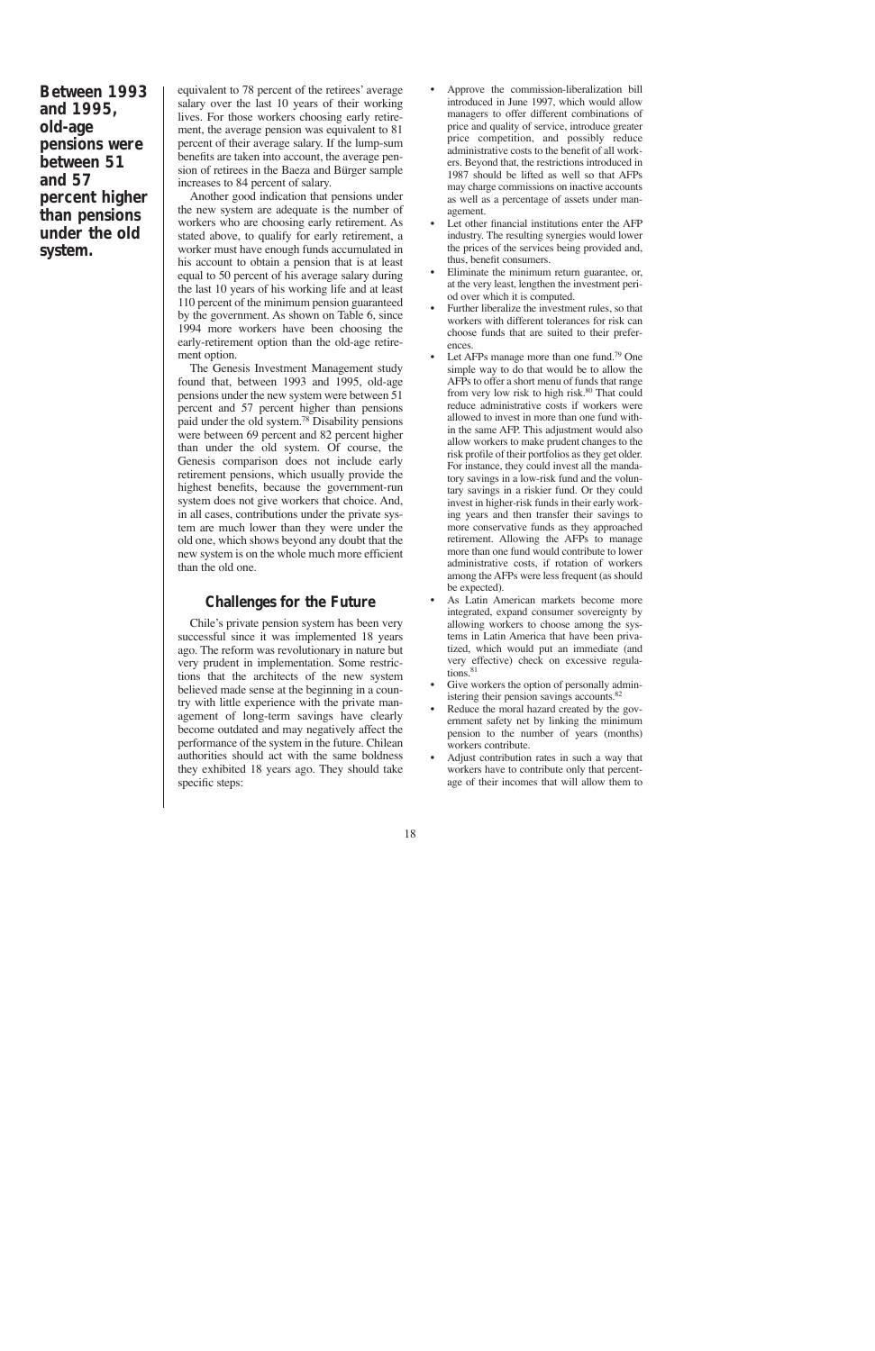**Between 1993 and 1995, old-age pensions were between 51 and 57 percent higher than pensions under the old system.**

equivalent to 78 percent of the retirees' average salary over the last 10 years of their working lives. For those workers choosing early retirement, the average pension was equivalent to 81 percent of their average salary. If the lump-sum benefits are taken into account, the average pension of retirees in the Baeza and Bürger sample increases to 84 percent of salary.

Another good indication that pensions under the new system are adequate is the number of workers who are choosing early retirement. As stated above, to qualify for early retirement, a worker must have enough funds accumulated in his account to obtain a pension that is at least equal to 50 percent of his average salary during the last 10 years of his working life and at least 110 percent of the minimum pension guaranteed by the government. As shown on Table 6, since 1994 more workers have been choosing the early-retirement option than the old-age retirement option.

The Genesis Investment Management study found that, between 1993 and 1995, old-age pensions under the new system were between 51 percent and 57 percent higher than pensions paid under the old system.[78] Disability pensions were between 69 percent and 82 percent higher than under the old system. Of course, the Genesis comparison does not include early retirement pensions, which usually provide the highest benefits, because the government-run system does not give workers that choice. And, in all cases, contributions under the private system are much lower than they were under the old one, which shows beyond any doubt that the new system is on the whole much more efficient than the old one.

## Challenges for the Future

Chile's private pension system has been very successful since it was implemented 18 years ago. The reform was revolutionary in nature but very prudent in implementation. Some restrictions that the architects of the new system believed made sense at the beginning in a country with little experience with the private management of long-term savings have clearly become outdated and may negatively affect the performance of the system in the future. Chilean authorities should act with the same boldness they exhibited 18 years ago. They should take specific steps:

- Approve the commission-liberalization bill introduced in June 1997, which would allow managers to offer different combinations of price and quality of service, introduce greater price competition, and possibly reduce administrative costs to the benefit of all workers. Beyond that, the restrictions introduced in 1987 should be lifted as well so that AFPs may charge commissions on inactive accounts as well as a percentage of assets under management.
- Let other financial institutions enter the AFP industry. The resulting synergies would lower the prices of the services being provided and, thus, benefit consumers.
- Eliminate the minimum return guarantee, or, at the very least, lengthen the investment period over which it is computed.
- Further liberalize the investment rules, so that workers with different tolerances for risk can choose funds that are suited to their preferences.
- Let AFPs manage more than one fund.[79] One simple way to do that would be to allow the AFPs to offer a short menu of funds that range from very low risk to high risk.[80] That could reduce administrative costs if workers were allowed to invest in more than one fund within the same AFP. This adjustment would also allow workers to make prudent changes to the risk profile of their portfolios as they get older. For instance, they could invest all the mandatory savings in a low-risk fund and the voluntary savings in a riskier fund. Or they could invest in higher-risk funds in their early working years and then transfer their savings to more conservative funds as they approached retirement. Allowing the AFPs to manage more than one fund would contribute to lower administrative costs, if rotation of workers among the AFPs were less frequent (as should be expected).
- As Latin American markets become more integrated, expand consumer sovereignty by allowing workers to choose among the systems in Latin America that have been privatized, which would put an immediate (and very effective) check on excessive regulations.[81]
- Give workers the option of personally administering their pension savings accounts.[82]
- Reduce the moral hazard created by the government safety net by linking the minimum pension to the number of years (months) workers contribute.
- Adjust contribution rates in such a way that workers have to contribute only that percentage of their incomes that will allow them to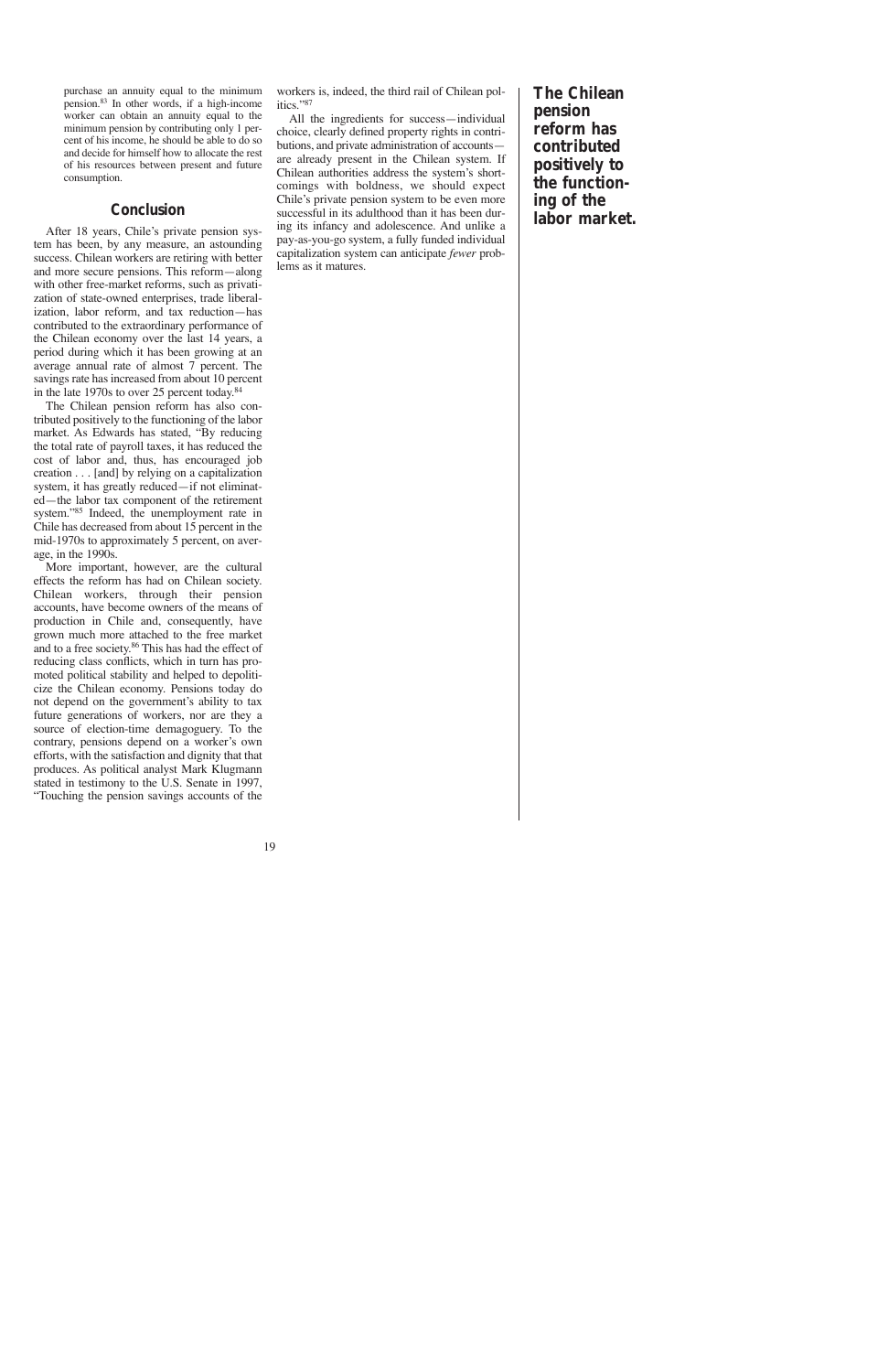purchase an annuity equal to the minimum pension.[83] In other words, if a high-income worker can obtain an annuity equal to the minimum pension by contributing only 1 percent of his income, he should be able to do so and decide for himself how to allocate the rest of his resources between present and future consumption.

## Conclusion

After 18 years, Chile's private pension system has been, by any measure, an astounding success. Chilean workers are retiring with better and more secure pensions. This reform—along with other free-market reforms, such as privatization of state-owned enterprises, trade liberalization, labor reform, and tax reduction—has contributed to the extraordinary performance of the Chilean economy over the last 14 years, a period during which it has been growing at an average annual rate of almost 7 percent. The savings rate has increased from about 10 percent in the late 1970s to over 25 percent today.[84]

The Chilean pension reform has also contributed positively to the functioning of the labor market. As Edwards has stated, "By reducing the total rate of payroll taxes, it has reduced the cost of labor and, thus, has encouraged job creation . . . [and] by relying on a capitalization system, it has greatly reduced—if not eliminated—the labor tax component of the retirement system."[85] Indeed, the unemployment rate in Chile has decreased from about 15 percent in the mid-1970s to approximately 5 percent, on average, in the 1990s.

More important, however, are the cultural effects the reform has had on Chilean society. Chilean workers, through their pension accounts, have become owners of the means of production in Chile and, consequently, have grown much more attached to the free market and to a free society.[86] This has had the effect of reducing class conflicts, which in turn has promoted political stability and helped to depoliticize the Chilean economy. Pensions today do not depend on the government's ability to tax future generations of workers, nor are they a source of election-time demagoguery. To the contrary, pensions depend on a worker's own efforts, with the satisfaction and dignity that that produces. As political analyst Mark Klugmann stated in testimony to the U.S. Senate in 1997, "Touching the pension savings accounts of the workers is, indeed, the third rail of Chilean politics."[87]

All the ingredients for success—individual choice, clearly defined property rights in contributions, and private administration of accounts—are already present in the Chilean system. If Chilean authorities address the system's shortcomings with boldness, we should expect Chile's private pension system to be even more successful in its adulthood than it has been during its infancy and adolescence. And unlike a pay-as-you-go system, a fully funded individual capitalization system can anticipate *fewer* problems as it matures.

**The Chilean pension reform has contributed positively to the functioning of the labor market.**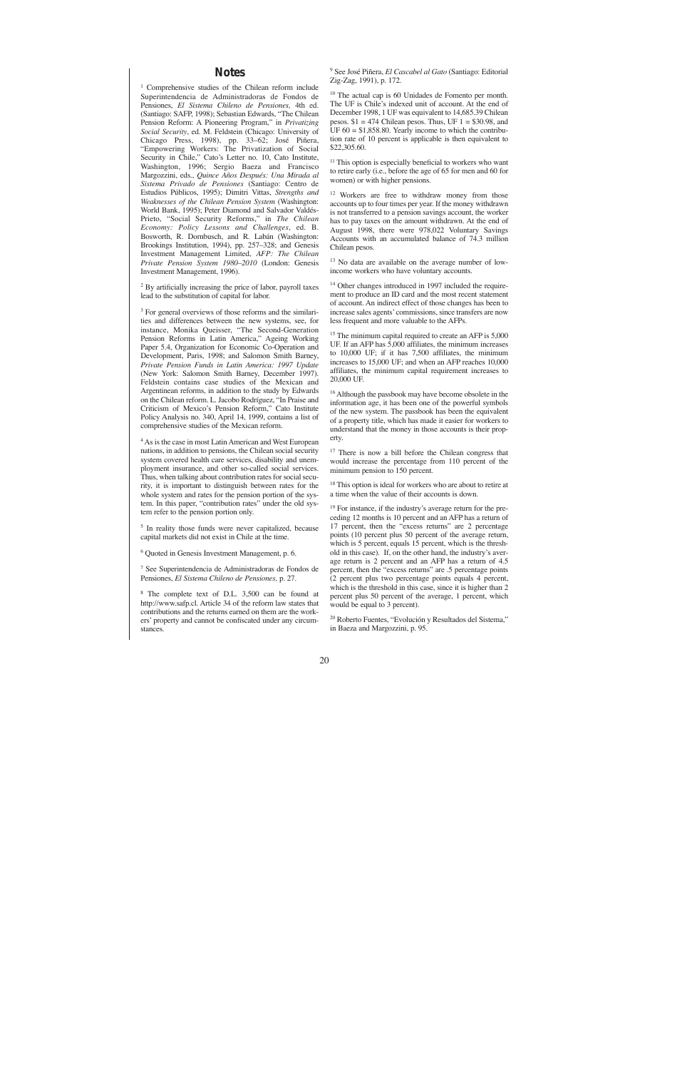## Notes

[1] Comprehensive studies of the Chilean reform include Superintendencia de Administradoras de Fondos de Pensiones, *El Sistema Chileno de Pensiones*, 4th ed. (Santiago: SAFP, 1998); Sebastian Edwards, "The Chilean Pension Reform: A Pioneering Program," in *Privatizing Social Security*, ed. M. Feldstein (Chicago: University of Chicago Press, 1998), pp. 33–62; José Piñera, "Empowering Workers: The Privatization of Social Security in Chile," Cato's Letter no. 10, Cato Institute, Washington, 1996; Sergio Baeza and Francisco Margozzini, eds., *Quince Años Después: Una Mirada al Sistema Privado de Pensiones* (Santiago: Centro de Estudios Públicos, 1995); Dimitri Vittas, *Strengths and Weaknesses of the Chilean Pension System* (Washington: World Bank, 1995); Peter Diamond and Salvador Valdés-Prieto, "Social Security Reforms," in *The Chilean Economy: Policy Lessons and Challenges*, ed. B. Bosworth, R. Dornbusch, and R. Labán (Washington: Brookings Institution, 1994), pp. 257–328; and Genesis Investment Management Limited, *AFP: The Chilean Private Pension System 1980–2010* (London: Genesis Investment Management, 1996).

[2] By artificially increasing the price of labor, payroll taxes lead to the substitution of capital for labor.

[3] For general overviews of those reforms and the similarities and differences between the new systems, see, for instance, Monika Queisser, "The Second-Generation Pension Reforms in Latin America," Ageing Working Paper 5.4, Organization for Economic Co-Operation and Development, Paris, 1998; and Salomon Smith Barney, *Private Pension Funds in Latin America: 1997 Update* (New York: Salomon Smith Barney, December 1997). Feldstein contains case studies of the Mexican and Argentinean reforms, in addition to the study by Edwards on the Chilean reform. L. Jacobo Rodríguez, "In Praise and Criticism of Mexico's Pension Reform," Cato Institute Policy Analysis no. 340, April 14, 1999, contains a list of comprehensive studies of the Mexican reform.

[4] As is the case in most Latin American and West European nations, in addition to pensions, the Chilean social security system covered health care services, disability and unemployment insurance, and other so-called social services. Thus, when talking about contribution rates for social security, it is important to distinguish between rates for the whole system and rates for the pension portion of the system. In this paper, "contribution rates" under the old system refer to the pension portion only.

[5] In reality those funds were never capitalized, because capital markets did not exist in Chile at the time.

[6] Quoted in Genesis Investment Management, p. 6.

[7] See Superintendencia de Administradoras de Fondos de Pensiones, *El Sistema Chileno de Pensiones,* p. 27.

[8] The complete text of D.L. 3,500 can be found at http://www.safp.cl. Article 34 of the reform law states that contributions and the returns earned on them are the workers' property and cannot be confiscated under any circumstances.

[9] See José Piñera, *El Cascabel al Gato* (Santiago: Editorial Zig-Zag, 1991), p. 172.

[10] The actual cap is 60 Unidades de Fomento per month. The UF is Chile's indexed unit of account. At the end of December 1998, 1 UF was equivalent to 14,685.39 Chilean pesos. $1 = 474 Chilean pesos. Thus, UF 1 = $30.98, and UF 60 = $1,858.80. Yearly income to which the contribution rate of 10 percent is applicable is then equivalent to $22,305.60.

[11] This option is especially beneficial to workers who want to retire early (i.e., before the age of 65 for men and 60 for women) or with higher pensions.

[12] Workers are free to withdraw money from those accounts up to four times per year. If the money withdrawn is not transferred to a pension savings account, the worker has to pay taxes on the amount withdrawn. At the end of August 1998, there were 978,022 Voluntary Savings Accounts with an accumulated balance of 74.3 million Chilean pesos.

[13] No data are available on the average number of low-income workers who have voluntary accounts.

[14] Other changes introduced in 1997 included the requirement to produce an ID card and the most recent statement of account. An indirect effect of those changes has been to increase sales agents' commissions, since transfers are now less frequent and more valuable to the AFPs.

[15] The minimum capital required to create an AFP is 5,000 UF. If an AFP has 5,000 affiliates, the minimum increases to 10,000 UF; if it has 7,500 affiliates, the minimum increases to 15,000 UF; and when an AFP reaches 10,000 affiliates, the minimum capital requirement increases to 20,000 UF.

[16] Although the passbook may have become obsolete in the information age, it has been one of the powerful symbols of the new system. The passbook has been the equivalent of a property title, which has made it easier for workers to understand that the money in those accounts is their property.

[17] There is now a bill before the Chilean congress that would increase the percentage from 110 percent of the minimum pension to 150 percent.

[18] This option is ideal for workers who are about to retire at a time when the value of their accounts is down.

[19] For instance, if the industry's average return for the preceding 12 months is 10 percent and an AFP has a return of 17 percent, then the "excess returns" are 2 percentage points (10 percent plus 50 percent of the average return, which is 5 percent, equals 15 percent, which is the threshold in this case). If, on the other hand, the industry's average return is 2 percent and an AFP has a return of 4.5 percent, then the "excess returns" are .5 percentage points (2 percent plus two percentage points equals 4 percent, which is the threshold in this case, since it is higher than 2 percent plus 50 percent of the average, 1 percent, which would be equal to 3 percent).

[20] Roberto Fuentes, "Evolución y Resultados del Sistema," in Baeza and Margozzini, p. 95.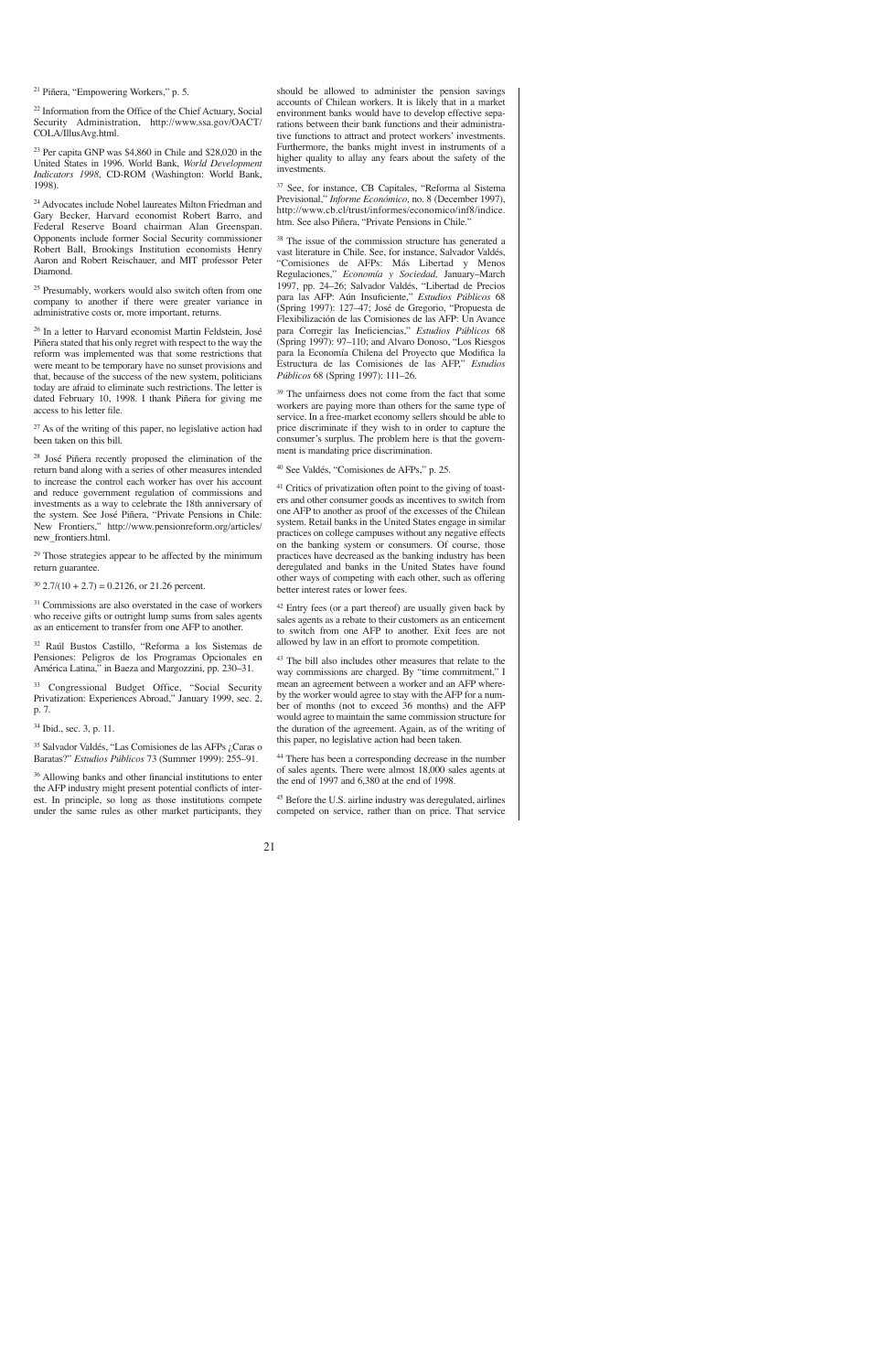[21] Piñera, "Empowering Workers," p. 5.

[22] Information from the Office of the Chief Actuary, Social Security Administration, http://www.ssa.gov/OACT/COLA/IllusAvg.html.

[23] Per capita GNP was $4,860 in Chile and $28,020 in the United States in 1996. World Bank, *World Development Indicators 1998*, CD-ROM (Washington: World Bank, 1998).

[24] Advocates include Nobel laureates Milton Friedman and Gary Becker, Harvard economist Robert Barro, and Federal Reserve Board chairman Alan Greenspan. Opponents include former Social Security commissioner Robert Ball, Brookings Institution economists Henry Aaron and Robert Reischauer, and MIT professor Peter Diamond.

[25] Presumably, workers would also switch often from one company to another if there were greater variance in administrative costs or, more important, returns.

[26] In a letter to Harvard economist Martin Feldstein, José Piñera stated that his only regret with respect to the way the reform was implemented was that some restrictions that were meant to be temporary have no sunset provisions and that, because of the success of the new system, politicians today are afraid to eliminate such restrictions. The letter is dated February 10, 1998. I thank Piñera for giving me access to his letter file.

[27] As of the writing of this paper, no legislative action had been taken on this bill.

[28] José Piñera recently proposed the elimination of the return band along with a series of other measures intended to increase the control each worker has over his account and reduce government regulation of commissions and investments as a way to celebrate the 18th anniversary of the system. See José Piñera, "Private Pensions in Chile: New Frontiers," http://www.pensionreform.org/articles/new_frontiers.html.

[29] Those strategies appear to be affected by the minimum return guarantee.

[30] $2.7/(10 + 2.7) = 0.2126$, or 21.26 percent.

[31] Commissions are also overstated in the case of workers who receive gifts or outright lump sums from sales agents as an enticement to transfer from one AFP to another.

[32] Raúl Bustos Castillo, "Reforma a los Sistemas de Pensiones: Peligros de los Programas Opcionales en América Latina," in Baeza and Margozzini, pp. 230–31.

[33] Congressional Budget Office, "Social Security Privatization: Experiences Abroad," January 1999, sec. 2, p. 7.

[34] Ibid., sec. 3, p. 11.

[35] Salvador Valdés, "Las Comisiones de las AFPs ¿Caras o Baratas?" *Estudios Públicos* 73 (Summer 1999): 255–91.

[36] Allowing banks and other financial institutions to enter the AFP industry might present potential conflicts of interest. In principle, so long as those institutions compete under the same rules as other market participants, they should be allowed to administer the pension savings accounts of Chilean workers. It is likely that in a market environment banks would have to develop effective separations between their bank functions and their administrative functions to attract and protect workers' investments. Furthermore, the banks might invest in instruments of a higher quality to allay any fears about the safety of the investments.

[37] See, for instance, CB Capitales, "Reforma al Sistema Previsional," *Informe Económico*, no. 8 (December 1997), http://www.cb.cl/trust/informes/economico/inf8/indice.htm. See also Piñera, "Private Pensions in Chile."

[38] The issue of the commission structure has generated a vast literature in Chile. See, for instance, Salvador Valdés, "Comisiones de AFPs: Más Libertad y Menos Regulaciones," *Economía y Sociedad*, January–March 1997, pp. 24–26; Salvador Valdés, "Libertad de Precios para las AFP: Aún Insuficiente," *Estudios Públicos* 68 (Spring 1997): 127–47; José de Gregorio, "Propuesta de Flexibilización de las Comisiones de las AFP: Un Avance para Corregir las Ineficiencias," *Estudios Públicos* 68 (Spring 1997): 97–110; and Alvaro Donoso, "Los Riesgos para la Economía Chilena del Proyecto que Modifica la Estructura de las Comisiones de las AFP," *Estudios Públicos* 68 (Spring 1997): 111–26.

[39] The unfairness does not come from the fact that some workers are paying more than others for the same type of service. In a free-market economy sellers should be able to price discriminate if they wish to in order to capture the consumer's surplus. The problem here is that the government is mandating price discrimination.

[40] See Valdés, "Comisiones de AFPs," p. 25.

[41] Critics of privatization often point to the giving of toasters and other consumer goods as incentives to switch from one AFP to another as proof of the excesses of the Chilean system. Retail banks in the United States engage in similar practices on college campuses without any negative effects on the banking system or consumers. Of course, those practices have decreased as the banking industry has been deregulated and banks in the United States have found other ways of competing with each other, such as offering better interest rates or lower fees.

[42] Entry fees (or a part thereof) are usually given back by sales agents as a rebate to their customers as an enticement to switch from one AFP to another. Exit fees are not allowed by law in an effort to promote competition.

[43] The bill also includes other measures that relate to the way commissions are charged. By "time commitment," I mean an agreement between a worker and an AFP whereby the worker would agree to stay with the AFP for a number of months (not to exceed 36 months) and the AFP would agree to maintain the same commission structure for the duration of the agreement. Again, as of the writing of this paper, no legislative action had been taken.

[44] There has been a corresponding decrease in the number of sales agents. There were almost 18,000 sales agents at the end of 1997 and 6,380 at the end of 1998.

[45] Before the U.S. airline industry was deregulated, airlines competed on service, rather than on price. That service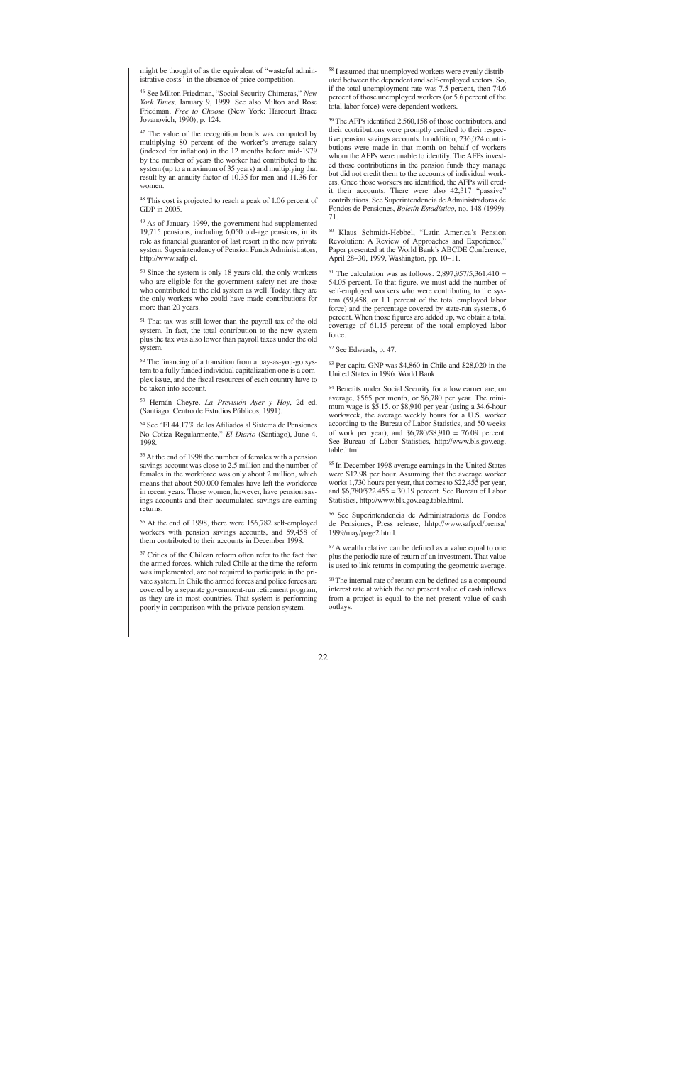might be thought of as the equivalent of "wasteful administrative costs" in the absence of price competition.

[46] See Milton Friedman, "Social Security Chimeras," *New York Times,* January 9, 1999. See also Milton and Rose Friedman, *Free to Choose* (New York: Harcourt Brace Jovanovich, 1990), p. 124.

[47] The value of the recognition bonds was computed by multiplying 80 percent of the worker's average salary (indexed for inflation) in the 12 months before mid-1979 by the number of years the worker had contributed to the system (up to a maximum of 35 years) and multiplying that result by an annuity factor of 10.35 for men and 11.36 for women.

[48] This cost is projected to reach a peak of 1.06 percent of GDP in 2005.

[49] As of January 1999, the government had supplemented 19,715 pensions, including 6,050 old-age pensions, in its role as financial guarantor of last resort in the new private system. Superintendency of Pension Funds Administrators, http://www.safp.cl.

[50] Since the system is only 18 years old, the only workers who are eligible for the government safety net are those who contributed to the old system as well. Today, they are the only workers who could have made contributions for more than 20 years.

[51] That tax was still lower than the payroll tax of the old system. In fact, the total contribution to the new system plus the tax was also lower than payroll taxes under the old system.

[52] The financing of a transition from a pay-as-you-go system to a fully funded individual capitalization one is a complex issue, and the fiscal resources of each country have to be taken into account.

[53] Hernán Cheyre, *La Previsión Ayer y Hoy,* 2d ed. (Santiago: Centro de Estudios Públicos, 1991).

[54] See "El 44,17% de los Afiliados al Sistema de Pensiones No Cotiza Regularmente," *El Diario* (Santiago), June 4, 1998.

[55] At the end of 1998 the number of females with a pension savings account was close to 2.5 million and the number of females in the workforce was only about 2 million, which means that about 500,000 females have left the workforce in recent years. Those women, however, have pension savings accounts and their accumulated savings are earning returns.

[56] At the end of 1998, there were 156,782 self-employed workers with pension savings accounts, and 59,458 of them contributed to their accounts in December 1998.

[57] Critics of the Chilean reform often refer to the fact that the armed forces, which ruled Chile at the time the reform was implemented, are not required to participate in the private system. In Chile the armed forces and police forces are covered by a separate government-run retirement program, as they are in most countries. That system is performing poorly in comparison with the private pension system.

[58] I assumed that unemployed workers were evenly distributed between the dependent and self-employed sectors. So, if the total unemployment rate was 7.5 percent, then 74.6 percent of those unemployed workers (or 5.6 percent of the total labor force) were dependent workers.

[59] The AFPs identified 2,560,158 of those contributors, and their contributions were promptly credited to their respective pension savings accounts. In addition, 236,024 contributions were made in that month on behalf of workers whom the AFPs were unable to identify. The AFPs invested those contributions in the pension funds they manage but did not credit them to the accounts of individual workers. Once those workers are identified, the AFPs will credit their accounts. There were also 42,317 "passive" contributions. See Superintendencia de Administradoras de Fondos de Pensiones, *Boletín Estadístico,* no. 148 (1999): 71.

[60] Klaus Schmidt-Hebbel, "Latin America's Pension Revolution: A Review of Approaches and Experience," Paper presented at the World Bank's ABCDE Conference, April 28–30, 1999, Washington, pp. 10–11.

[61] The calculation was as follows: 2,897,957/5,361,410 = 54.05 percent. To that figure, we must add the number of self-employed workers who were contributing to the system (59,458, or 1.1 percent of the total employed labor force) and the percentage covered by state-run systems, 6 percent. When those figures are added up, we obtain a total coverage of 61.15 percent of the total employed labor force.

[62] See Edwards, p. 47.

[63] Per capita GNP was $4,860 in Chile and $28,020 in the United States in 1996. World Bank.

[64] Benefits under Social Security for a low earner are, on average, $565 per month, or $6,780 per year. The minimum wage is $5.15, or $8,910 per year (using a 34.6-hour workweek, the average weekly hours for a U.S. worker according to the Bureau of Labor Statistics, and 50 weeks of work per year), and $6,780/$8,910 = 76.09 percent. See Bureau of Labor Statistics, http://www.bls.gov.eag.table.html.

[65] In December 1998 average earnings in the United States were $12.98 per hour. Assuming that the average worker works 1,730 hours per year, that comes to $22,455 per year, and $6,780/$22,455 = 30.19 percent. See Bureau of Labor Statistics, http://www.bls.gov.eag.table.html.

[66] See Superintendencia de Administradoras de Fondos de Pensiones, Press release, hhtp://www.safp.cl/prensa/1999/may/page2.html.

[67] A wealth relative can be defined as a value equal to one plus the periodic rate of return of an investment. That value is used to link returns in computing the geometric average.

[68] The internal rate of return can be defined as a compound interest rate at which the net present value of cash inflows from a project is equal to the net present value of cash outlays.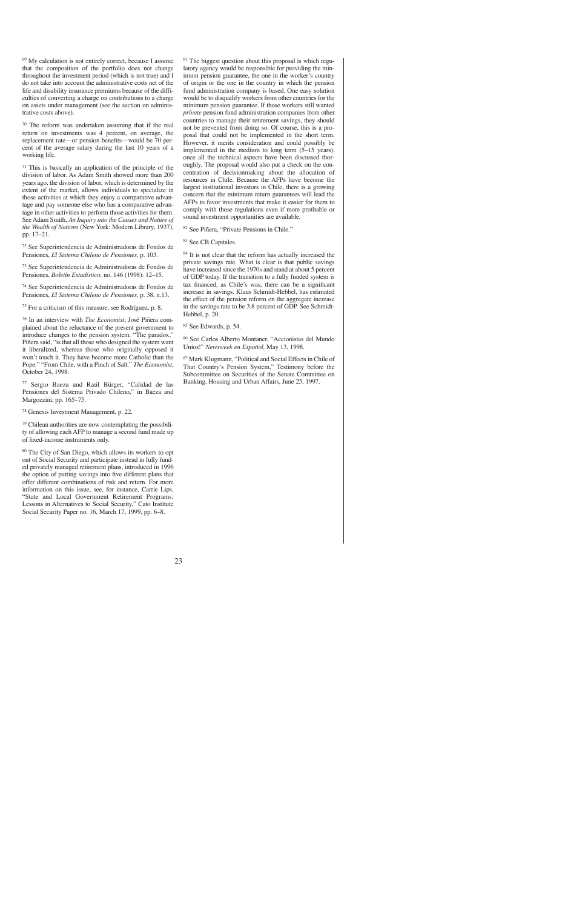[69] My calculation is not entirely correct, because I assume that the composition of the portfolio does not change throughout the investment period (which is not true) and I do not take into account the administrative costs net of the life and disability insurance premiums because of the difficulties of converting a charge on contributions to a charge on assets under management (see the section on administrative costs above).

[70] The reform was undertaken assuming that if the real return on investments was 4 percent, on average, the replacement rate—or pension benefits—would be 70 percent of the average salary during the last 10 years of a working life.

[71] This is basically an application of the principle of the division of labor. As Adam Smith showed more than 200 years ago, the division of labor, which is determined by the extent of the market, allows individuals to specialize in those activities at which they enjoy a comparative advantage and pay someone else who has a comparative advantage in other activities to perform those activities for them. See Adam Smith, *An Inquiry into the Causes and Nature of the Wealth of Nations* (New York: Modern Library, 1937), pp. 17–21.

[72] See Superintendencia de Administradoras de Fondos de Pensiones, *El Sistema Chileno de Pensiones*, p. 103.

[73] See Superintendencia de Administradoras de Fondos de Pensiones, *Boletín Estadístico*, no. 146 (1998): 12–15.

[74] See Superintendencia de Administradoras de Fondos de Pensiones, *El Sistema Chileno de Pensiones*, p. 38, n.13.

[75] For a criticism of this measure, see Rodríguez, p. 8.

[76] In an interview with *The Economist*, José Piñera complained about the reluctance of the present government to introduce changes to the pension system. "The paradox," Piñera said, "is that all those who designed the system want it liberalized, whereas those who originally opposed it won't touch it. They have become more Catholic than the Pope." "From Chile, with a Pinch of Salt." *The Economist*, October 24, 1998.

[77] Sergio Baeza and Raúl Bürger, "Calidad de las Pensiones del Sistema Privado Chileno," in Baeza and Margozzini, pp. 165–75.

[78] Genesis Investment Management, p. 22.

[79] Chilean authorities are now contemplating the possibility of allowing each AFP to manage a second fund made up of fixed-income instruments only.

[80] The City of San Diego, which allows its workers to opt out of Social Security and participate instead in fully funded privately managed retirement plans, introduced in 1996 the option of putting savings into five different plans that offer different combinations of risk and return. For more information on this issue, see, for instance, Carrie Lips, "State and Local Government Retirement Programs: Lessons in Alternatives to Social Security," Cato Institute Social Security Paper no. 16, March 17, 1999, pp. 6–8.

[81] The biggest question about this proposal is which regulatory agency would be responsible for providing the minimum pension guarantee, the one in the worker's country of origin or the one in the country in which the pension fund administration company is based. One easy solution would be to disqualify workers from other countries for the minimum pension guarantee. If those workers still wanted *private* pension fund administration companies from other countries to manage their retirement savings, they should not be prevented from doing so. Of course, this is a proposal that could not be implemented in the short term. However, it merits consideration and could possibly be implemented in the medium to long term (5–15 years), once all the technical aspects have been discussed thoroughly. The proposal would also put a check on the concentration of decisionmaking about the allocation of resources in Chile. Because the AFPs have become the largest institutional investors in Chile, there is a growing concern that the minimum return guarantees will lead the AFPs to favor investments that make it easier for them to comply with those regulations even if more profitable or sound investment opportunities are available.

[82] See Piñera, "Private Pensions in Chile."

[83] See CB Capitales.

[84] It is not clear that the reform has actually increased the private savings rate. What is clear is that public savings have increased since the 1970s and stand at about 5 percent of GDP today. If the transition to a fully funded system is tax financed, as Chile's was, there can be a significant increase in savings. Klaus Schmidt-Hebbel, has estimated the effect of the pension reform on the aggregate increase in the savings rate to be 3.8 percent of GDP. See Schmidt-Hebbel, p. 20.

[85] See Edwards, p. 54.

[86] See Carlos Alberto Montaner, "Accionistas del Mundo Uníos!" *Newsweek en Español*, May 13, 1998.

[87] Mark Klugmann, "Political and Social Effects in Chile of That Country's Pension System," Testimony before the Subcommittee on Securities of the Senate Committee on Banking, Housing and Urban Affairs, June 25, 1997.